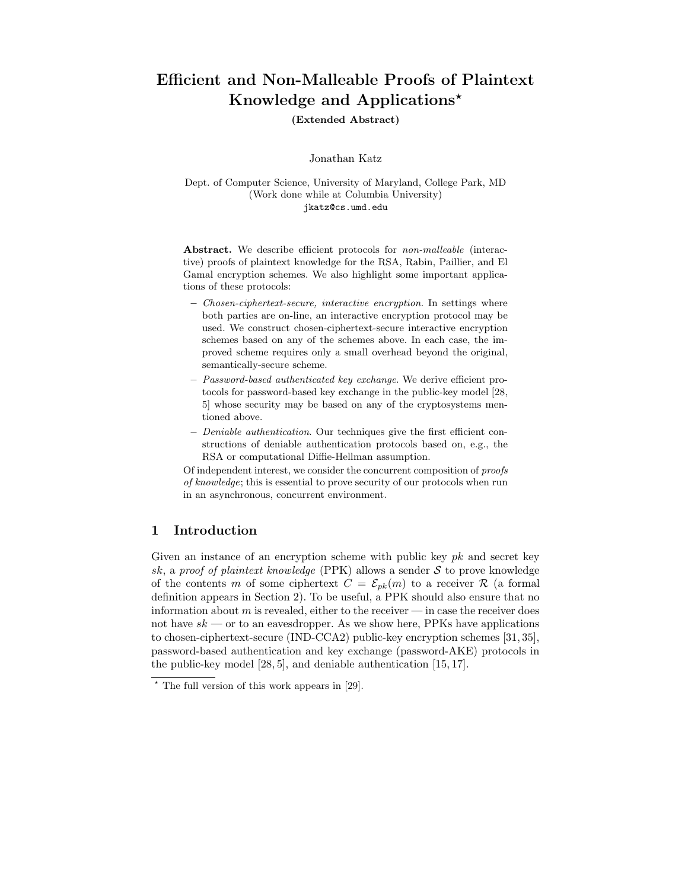# Efficient and Non-Malleable Proofs of Plaintext Knowledge and Applications*

**(Extended Abstract)**

Jonathan Katz

Dept. of Computer Science, University of Maryland, College Park, MD
(Work done while at Columbia University)
jkatz@cs.umd.edu

**Abstract.** We describe efficient protocols for *non-malleable* (interactive) proofs of plaintext knowledge for the RSA, Rabin, Paillier, and El Gamal encryption schemes. We also highlight some important applications of these protocols:

- *Chosen-ciphertext-secure, interactive encryption.* In settings where both parties are on-line, an interactive encryption protocol may be used. We construct chosen-ciphertext-secure interactive encryption schemes based on any of the schemes above. In each case, the improved scheme requires only a small overhead beyond the original, semantically-secure scheme.
- *Password-based authenticated key exchange.* We derive efficient protocols for password-based key exchange in the public-key model [28, 5] whose security may be based on any of the cryptosystems mentioned above.
- *Deniable authentication.* Our techniques give the first efficient constructions of deniable authentication protocols based on, e.g., the RSA or computational Diffie-Hellman assumption.

Of independent interest, we consider the concurrent composition of *proofs of knowledge*; this is essential to prove security of our protocols when run in an asynchronous, concurrent environment.

## 1 Introduction

Given an instance of an encryption scheme with public key $pk$ and secret key $sk$, a *proof of plaintext knowledge* (PPK) allows a sender $\mathcal{S}$ to prove knowledge of the contents $m$ of some ciphertext $C = \mathcal{E}_{pk}(m)$ to a receiver $\mathcal{R}$ (a formal definition appears in Section 2). To be useful, a PPK should also ensure that no information about $m$ is revealed, either to the receiver — in case the receiver does not have $sk$ — or to an eavesdropper. As we show here, PPKs have applications to chosen-ciphertext-secure (IND-CCA2) public-key encryption schemes [31, 35], password-based authentication and key exchange (password-AKE) protocols in the public-key model [28, 5], and deniable authentication [15, 17].

* The full version of this work appears in [29].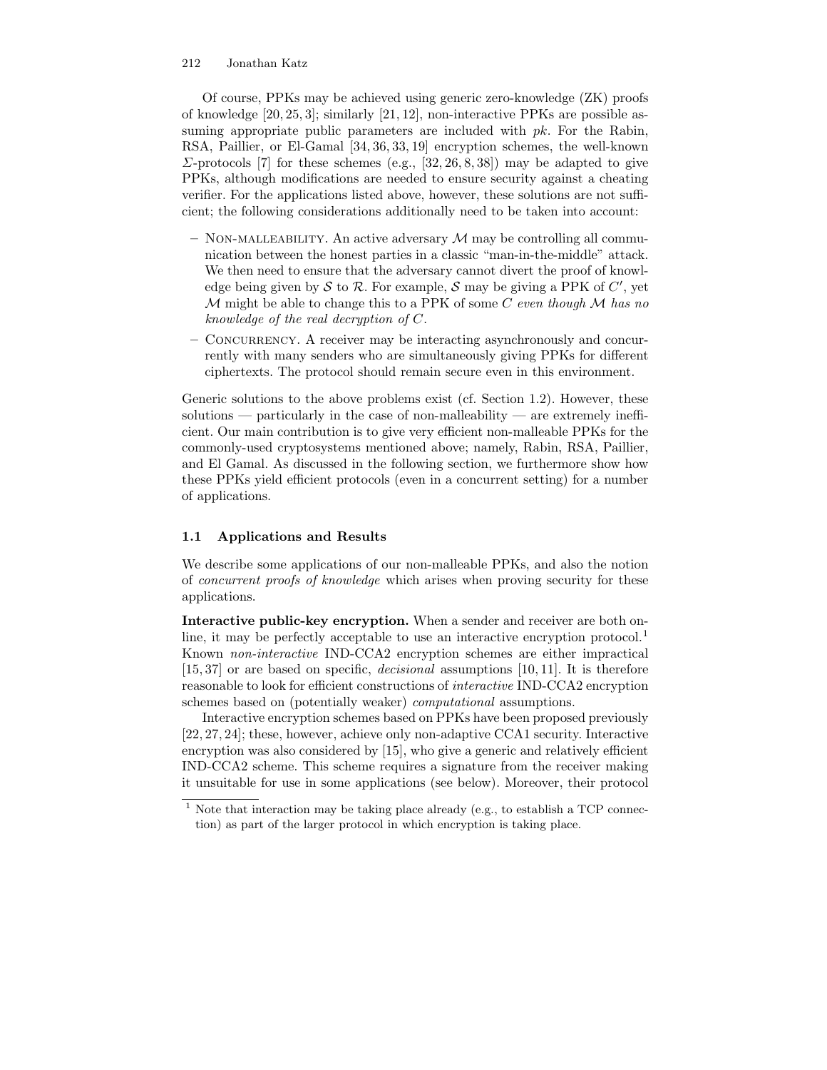Of course, PPKs may be achieved using generic zero-knowledge (ZK) proofs of knowledge [20, 25, 3]; similarly [21, 12], non-interactive PPKs are possible assuming appropriate public parameters are included with $pk$. For the Rabin, RSA, Paillier, or El-Gamal [34, 36, 33, 19] encryption schemes, the well-known $\Sigma$-protocols [7] for these schemes (e.g., [32, 26, 8, 38]) may be adapted to give PPKs, although modifications are needed to ensure security against a cheating verifier. For the applications listed above, however, these solutions are not sufficient; the following considerations additionally need to be taken into account:

- Non-malleability. An active adversary $\mathcal{M}$ may be controlling all communication between the honest parties in a classic "man-in-the-middle" attack. We then need to ensure that the adversary cannot divert the proof of knowledge being given by $\mathcal{S}$ to $\mathcal{R}$. For example, $\mathcal{S}$ may be giving a PPK of $C'$, yet $\mathcal{M}$ might be able to change this to a PPK of some $C$ *even though* $\mathcal{M}$ *has no knowledge of the real decryption of* $C$.
- Concurrency. A receiver may be interacting asynchronously and concurrently with many senders who are simultaneously giving PPKs for different ciphertexts. The protocol should remain secure even in this environment.

Generic solutions to the above problems exist (cf. Section 1.2). However, these solutions — particularly in the case of non-malleability — are extremely inefficient. Our main contribution is to give very efficient non-malleable PPKs for the commonly-used cryptosystems mentioned above; namely, Rabin, RSA, Paillier, and El Gamal. As discussed in the following section, we furthermore show how these PPKs yield efficient protocols (even in a concurrent setting) for a number of applications.

### 1.1 Applications and Results

We describe some applications of our non-malleable PPKs, and also the notion of *concurrent proofs of knowledge* which arises when proving security for these applications.

**Interactive public-key encryption.** When a sender and receiver are both online, it may be perfectly acceptable to use an interactive encryption protocol.[1] Known *non-interactive* IND-CCA2 encryption schemes are either impractical [15, 37] or are based on specific, *decisional* assumptions [10, 11]. It is therefore reasonable to look for efficient constructions of *interactive* IND-CCA2 encryption schemes based on (potentially weaker) *computational* assumptions.

Interactive encryption schemes based on PPKs have been proposed previously [22, 27, 24]; these, however, achieve only non-adaptive CCA1 security. Interactive encryption was also considered by [15], who give a generic and relatively efficient IND-CCA2 scheme. This scheme requires a signature from the receiver making it unsuitable for use in some applications (see below). Moreover, their protocol

[1] Note that interaction may be taking place already (e.g., to establish a TCP connection) as part of the larger protocol in which encryption is taking place.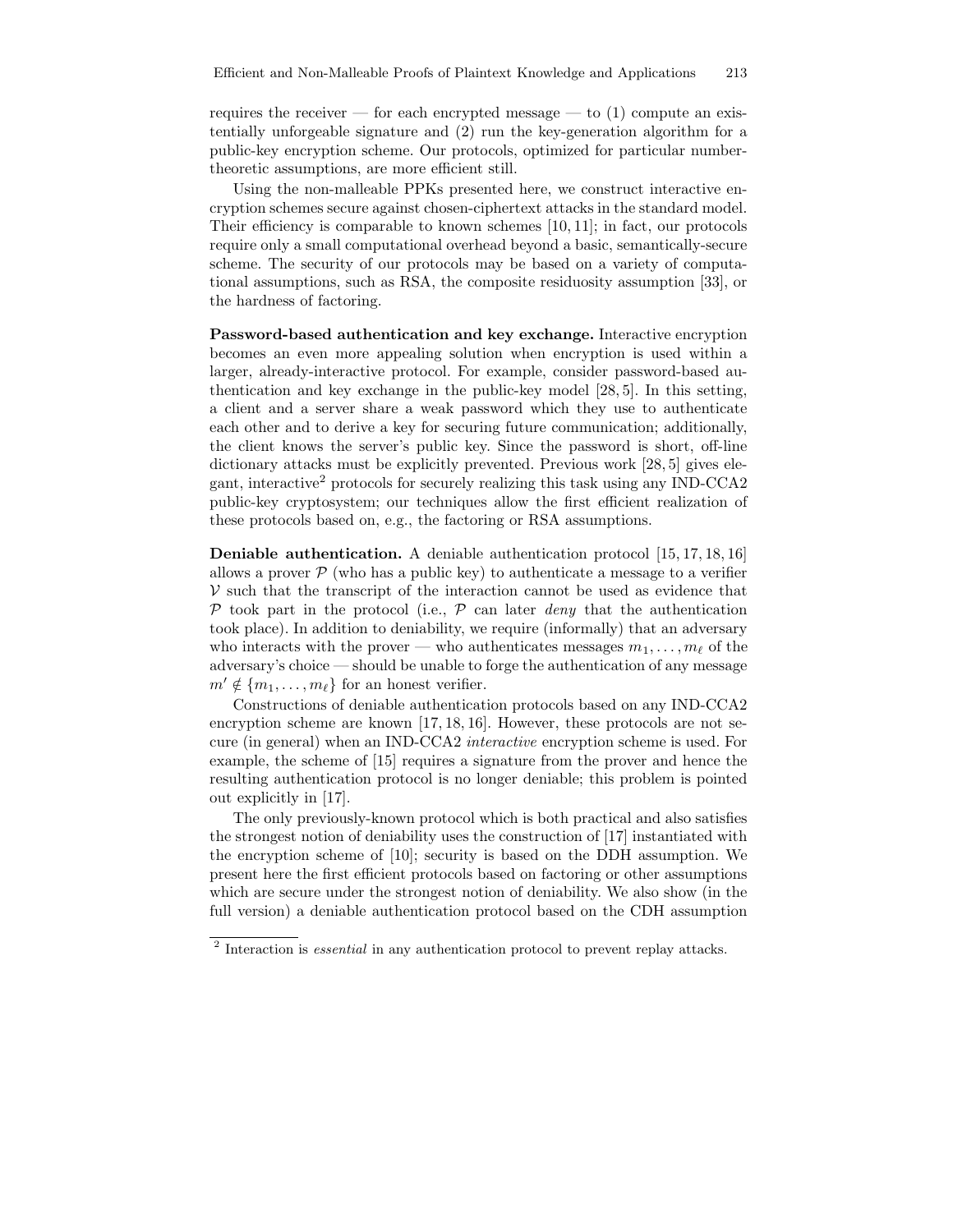requires the receiver — for each encrypted message — to (1) compute an existentially unforgeable signature and (2) run the key-generation algorithm for a public-key encryption scheme. Our protocols, optimized for particular number-theoretic assumptions, are more efficient still.

Using the non-malleable PPKs presented here, we construct interactive encryption schemes secure against chosen-ciphertext attacks in the standard model. Their efficiency is comparable to known schemes [10, 11]; in fact, our protocols require only a small computational overhead beyond a basic, semantically-secure scheme. The security of our protocols may be based on a variety of computational assumptions, such as RSA, the composite residuosity assumption [33], or the hardness of factoring.

**Password-based authentication and key exchange.** Interactive encryption becomes an even more appealing solution when encryption is used within a larger, already-interactive protocol. For example, consider password-based authentication and key exchange in the public-key model [28, 5]. In this setting, a client and a server share a weak password which they use to authenticate each other and to derive a key for securing future communication; additionally, the client knows the server's public key. Since the password is short, off-line dictionary attacks must be explicitly prevented. Previous work [28, 5] gives elegant, interactive[2] protocols for securely realizing this task using any IND-CCA2 public-key cryptosystem; our techniques allow the first efficient realization of these protocols based on, e.g., the factoring or RSA assumptions.

**Deniable authentication.** A deniable authentication protocol [15, 17, 18, 16] allows a prover $\mathcal{P}$ (who has a public key) to authenticate a message to a verifier $\mathcal{V}$ such that the transcript of the interaction cannot be used as evidence that $\mathcal{P}$ took part in the protocol (i.e., $\mathcal{P}$ can later *deny* that the authentication took place). In addition to deniability, we require (informally) that an adversary who interacts with the prover — who authenticates messages $m_1, \ldots, m_\ell$ of the adversary's choice — should be unable to forge the authentication of any message $m' \notin \{m_1, \ldots, m_\ell\}$ for an honest verifier.

Constructions of deniable authentication protocols based on any IND-CCA2 encryption scheme are known [17, 18, 16]. However, these protocols are not secure (in general) when an IND-CCA2 *interactive* encryption scheme is used. For example, the scheme of [15] requires a signature from the prover and hence the resulting authentication protocol is no longer deniable; this problem is pointed out explicitly in [17].

The only previously-known protocol which is both practical and also satisfies the strongest notion of deniability uses the construction of [17] instantiated with the encryption scheme of [10]; security is based on the DDH assumption. We present here the first efficient protocols based on factoring or other assumptions which are secure under the strongest notion of deniability. We also show (in the full version) a deniable authentication protocol based on the CDH assumption

---

[2] Interaction is *essential* in any authentication protocol to prevent replay attacks.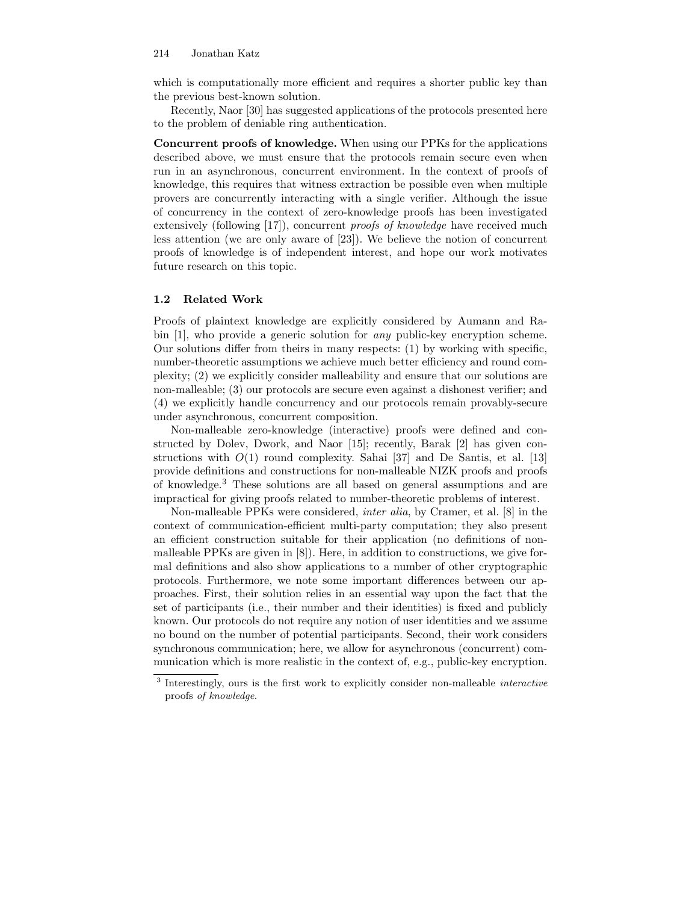which is computationally more efficient and requires a shorter public key than the previous best-known solution.

Recently, Naor [30] has suggested applications of the protocols presented here to the problem of deniable ring authentication.

**Concurrent proofs of knowledge.** When using our PPKs for the applications described above, we must ensure that the protocols remain secure even when run in an asynchronous, concurrent environment. In the context of proofs of knowledge, this requires that witness extraction be possible even when multiple provers are concurrently interacting with a single verifier. Although the issue of concurrency in the context of zero-knowledge proofs has been investigated extensively (following [17]), concurrent *proofs of knowledge* have received much less attention (we are only aware of [23]). We believe the notion of concurrent proofs of knowledge is of independent interest, and hope our work motivates future research on this topic.

### 1.2 Related Work

Proofs of plaintext knowledge are explicitly considered by Aumann and Rabin [1], who provide a generic solution for *any* public-key encryption scheme. Our solutions differ from theirs in many respects: (1) by working with specific, number-theoretic assumptions we achieve much better efficiency and round complexity; (2) we explicitly consider malleability and ensure that our solutions are non-malleable; (3) our protocols are secure even against a dishonest verifier; and (4) we explicitly handle concurrency and our protocols remain provably-secure under asynchronous, concurrent composition.

Non-malleable zero-knowledge (interactive) proofs were defined and constructed by Dolev, Dwork, and Naor [15]; recently, Barak [2] has given constructions with $O(1)$ round complexity. Sahai [37] and De Santis, et al. [13] provide definitions and constructions for non-malleable NIZK proofs and proofs of knowledge.[3] These solutions are all based on general assumptions and are impractical for giving proofs related to number-theoretic problems of interest.

Non-malleable PPKs were considered, *inter alia*, by Cramer, et al. [8] in the context of communication-efficient multi-party computation; they also present an efficient construction suitable for their application (no definitions of non-malleable PPKs are given in [8]). Here, in addition to constructions, we give formal definitions and also show applications to a number of other cryptographic protocols. Furthermore, we note some important differences between our approaches. First, their solution relies in an essential way upon the fact that the set of participants (i.e., their number and their identities) is fixed and publicly known. Our protocols do not require any notion of user identities and we assume no bound on the number of potential participants. Second, their work considers synchronous communication; here, we allow for asynchronous (concurrent) communication which is more realistic in the context of, e.g., public-key encryption.

[3] Interestingly, ours is the first work to explicitly consider non-malleable *interactive* proofs *of knowledge*.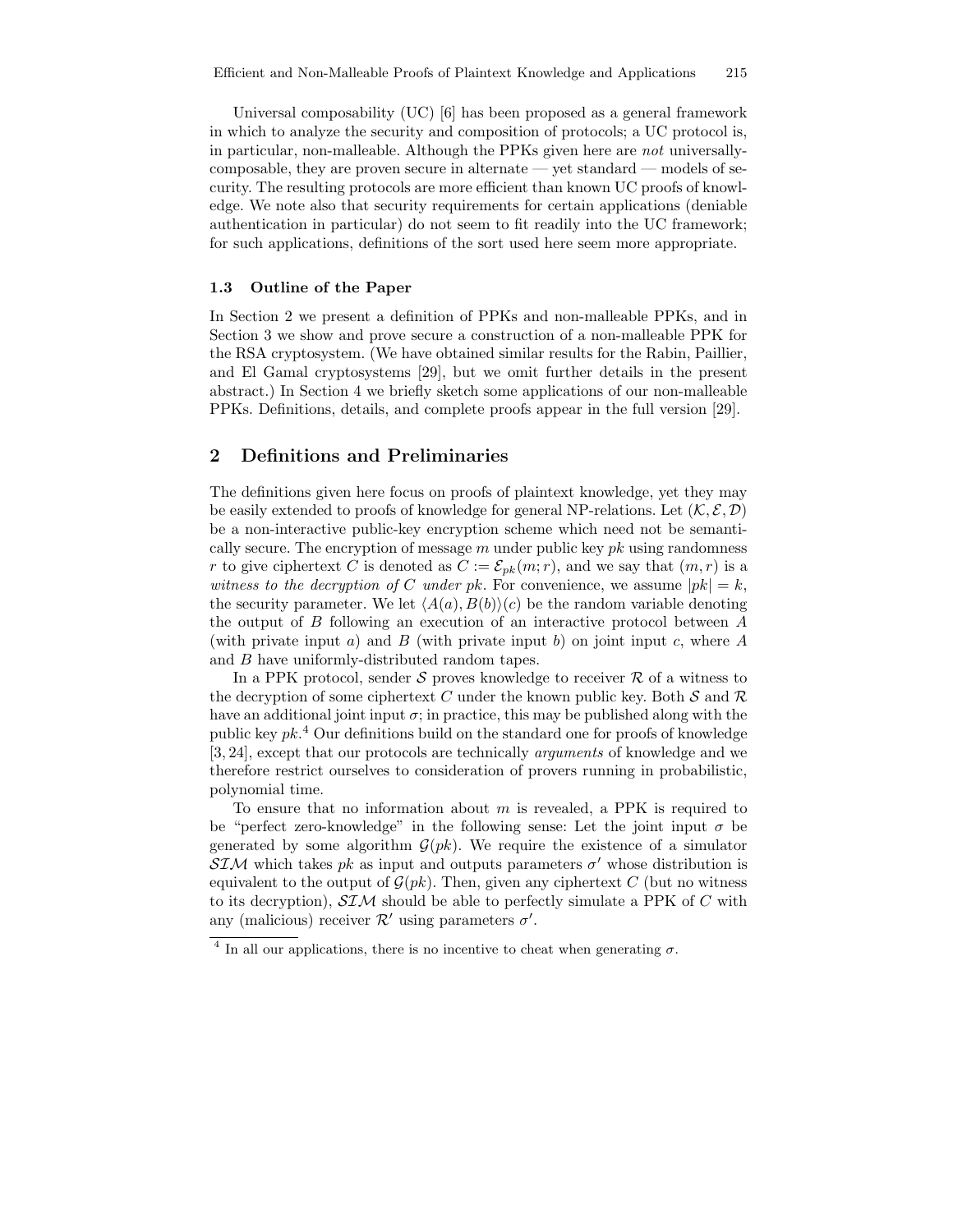Universal composability (UC) [6] has been proposed as a general framework in which to analyze the security and composition of protocols; a UC protocol is, in particular, non-malleable. Although the PPKs given here are *not* universally-composable, they are proven secure in alternate — yet standard — models of security. The resulting protocols are more efficient than known UC proofs of knowledge. We note also that security requirements for certain applications (deniable authentication in particular) do not seem to fit readily into the UC framework; for such applications, definitions of the sort used here seem more appropriate.

### 1.3 Outline of the Paper

In Section 2 we present a definition of PPKs and non-malleable PPKs, and in Section 3 we show and prove secure a construction of a non-malleable PPK for the RSA cryptosystem. (We have obtained similar results for the Rabin, Paillier, and El Gamal cryptosystems [29], but we omit further details in the present abstract.) In Section 4 we briefly sketch some applications of our non-malleable PPKs. Definitions, details, and complete proofs appear in the full version [29].

## 2 Definitions and Preliminaries

The definitions given here focus on proofs of plaintext knowledge, yet they may be easily extended to proofs of knowledge for general NP-relations. Let $(\mathcal{K}, \mathcal{E}, \mathcal{D})$ be a non-interactive public-key encryption scheme which need not be semantically secure. The encryption of message $m$ under public key $pk$ using randomness $r$ to give ciphertext $C$ is denoted as $C := \mathcal{E}_{pk}(m; r)$, and we say that $(m, r)$ is a *witness to the decryption of* $C$ *under* $pk$. For convenience, we assume $|pk| = k$, the security parameter. We let $\langle A(a), B(b)\rangle(c)$ be the random variable denoting the output of $B$ following an execution of an interactive protocol between $A$ (with private input $a$) and $B$ (with private input $b$) on joint input $c$, where $A$ and $B$ have uniformly-distributed random tapes.

In a PPK protocol, sender $\mathcal{S}$ proves knowledge to receiver $\mathcal{R}$ of a witness to the decryption of some ciphertext $C$ under the known public key. Both $\mathcal{S}$ and $\mathcal{R}$ have an additional joint input $\sigma$; in practice, this may be published along with the public key $pk$.[4] Our definitions build on the standard one for proofs of knowledge [3, 24], except that our protocols are technically *arguments* of knowledge and we therefore restrict ourselves to consideration of provers running in probabilistic, polynomial time.

To ensure that no information about $m$ is revealed, a PPK is required to be "perfect zero-knowledge" in the following sense: Let the joint input $\sigma$ be generated by some algorithm $\mathcal{G}(pk)$. We require the existence of a simulator $\mathcal{SIM}$ which takes $pk$ as input and outputs parameters $\sigma'$ whose distribution is equivalent to the output of $\mathcal{G}(pk)$. Then, given any ciphertext $C$ (but no witness to its decryption), $\mathcal{SIM}$ should be able to perfectly simulate a PPK of $C$ with any (malicious) receiver $\mathcal{R}'$ using parameters $\sigma'$.

[4] In all our applications, there is no incentive to cheat when generating $\sigma$.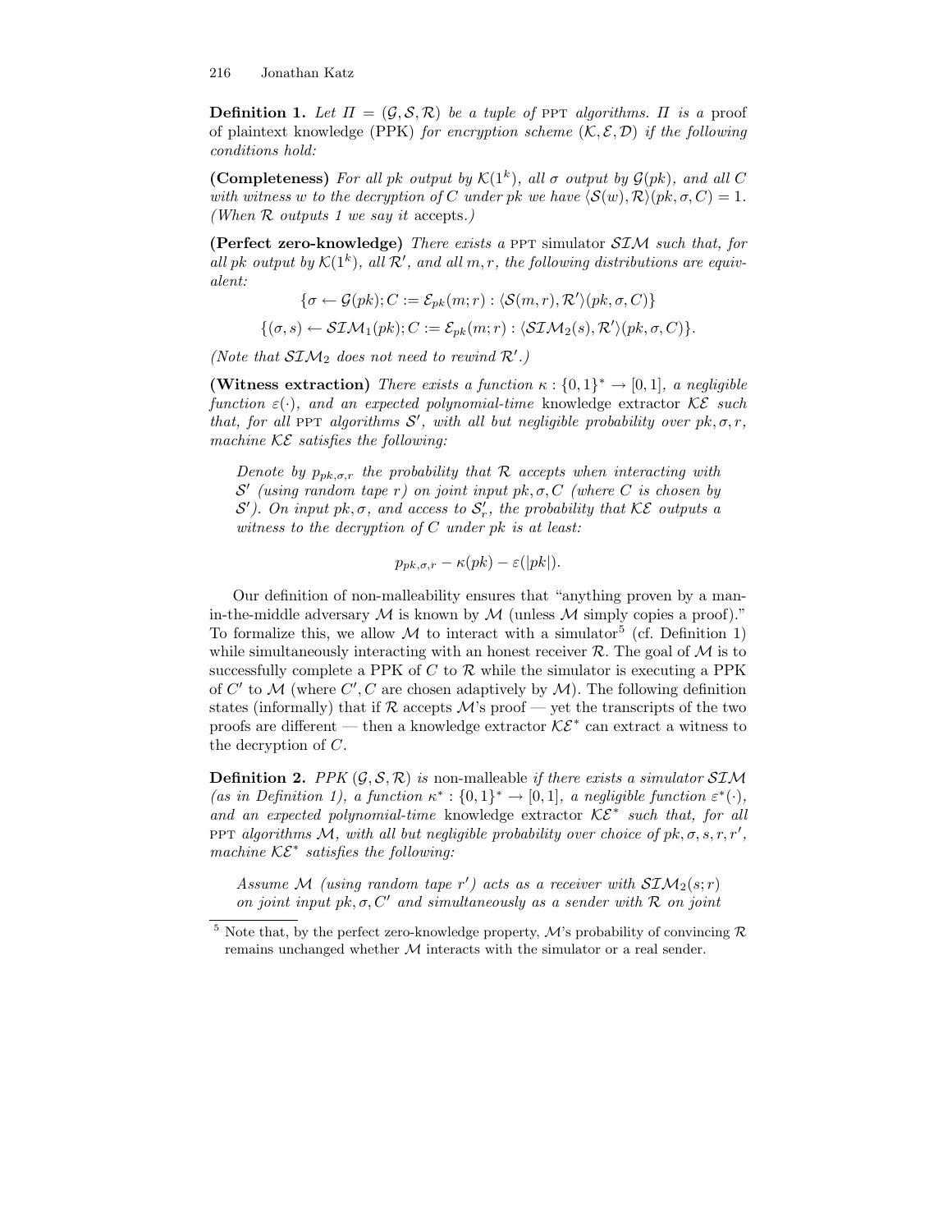**Definition 1.** *Let $\Pi = (\mathcal{G}, \mathcal{S}, \mathcal{R})$ be a tuple of* PPT *algorithms. $\Pi$ is a* proof of plaintext knowledge (PPK) *for encryption scheme $(\mathcal{K}, \mathcal{E}, \mathcal{D})$ if the following conditions hold:*

**(Completeness)** *For all $pk$ output by $\mathcal{K}(1^k)$, all $\sigma$ output by $\mathcal{G}(pk)$, and all $C$ with witness $w$ to the decryption of $C$ under $pk$ we have $\langle \mathcal{S}(w), \mathcal{R}\rangle(pk, \sigma, C) = 1$. (When $\mathcal{R}$ outputs 1 we say it* accepts.*)*

**(Perfect zero-knowledge)** *There exists a* PPT *simulator $\mathcal{SIM}$ such that, for all $pk$ output by $\mathcal{K}(1^k)$, all $\mathcal{R}'$, and all $m, r$, the following distributions are equivalent:*

$$\{\sigma \leftarrow \mathcal{G}(pk); C := \mathcal{E}_{pk}(m; r) : \langle \mathcal{S}(m, r), \mathcal{R}'\rangle(pk, \sigma, C)\}$$

$$\{(\sigma, s) \leftarrow \mathcal{SIM}_1(pk); C := \mathcal{E}_{pk}(m; r) : \langle \mathcal{SIM}_2(s), \mathcal{R}'\rangle(pk, \sigma, C)\}.$$

*(Note that $\mathcal{SIM}_2$ does not need to rewind $\mathcal{R}'$.)*

**(Witness extraction)** *There exists a function $\kappa : \{0,1\}^* \rightarrow [0,1]$, a negligible function $\varepsilon(\cdot)$, and an expected polynomial-time* knowledge extractor *$\mathcal{KE}$ such that, for all* PPT *algorithms $\mathcal{S}'$, with all but negligible probability over $pk, \sigma, r$, machine $\mathcal{KE}$ satisfies the following:*

> *Denote by $p_{pk,\sigma,r}$ the probability that $\mathcal{R}$ accepts when interacting with $\mathcal{S}'$ (using random tape $r$) on joint input $pk, \sigma, C$ (where $C$ is chosen by $\mathcal{S}'$). On input $pk, \sigma$, and access to $\mathcal{S}'_r$, the probability that $\mathcal{KE}$ outputs a witness to the decryption of $C$ under $pk$ is at least:*
>
> $$p_{pk,\sigma,r} - \kappa(pk) - \varepsilon(|pk|).$$

Our definition of non-malleability ensures that "anything proven by a man-in-the-middle adversary $\mathcal{M}$ is known by $\mathcal{M}$ (unless $\mathcal{M}$ simply copies a proof)." To formalize this, we allow $\mathcal{M}$ to interact with a simulator[5] (cf. Definition 1) while simultaneously interacting with an honest receiver $\mathcal{R}$. The goal of $\mathcal{M}$ is to successfully complete a PPK of $C$ to $\mathcal{R}$ while the simulator is executing a PPK of $C'$ to $\mathcal{M}$ (where $C', C$ are chosen adaptively by $\mathcal{M}$). The following definition states (informally) that if $\mathcal{R}$ accepts $\mathcal{M}$'s proof — yet the transcripts of the two proofs are different — then a knowledge extractor $\mathcal{KE}^*$ can extract a witness to the decryption of $C$.

**Definition 2.** *PPK $(\mathcal{G}, \mathcal{S}, \mathcal{R})$ is* non-malleable *if there exists a simulator $\mathcal{SIM}$ (as in Definition 1), a function $\kappa^* : \{0,1\}^* \rightarrow [0,1]$, a negligible function $\varepsilon^*(\cdot)$, and an expected polynomial-time* knowledge extractor *$\mathcal{KE}^*$ such that, for all* PPT *algorithms $\mathcal{M}$, with all but negligible probability over choice of $pk, \sigma, s, r, r'$, machine $\mathcal{KE}^*$ satisfies the following:*

> *Assume $\mathcal{M}$ (using random tape $r'$) acts as a receiver with $\mathcal{SIM}_2(s; r)$ on joint input $pk, \sigma, C'$ and simultaneously as a sender with $\mathcal{R}$ on joint*

[5] Note that, by the perfect zero-knowledge property, $\mathcal{M}$'s probability of convincing $\mathcal{R}$ remains unchanged whether $\mathcal{M}$ interacts with the simulator or a real sender.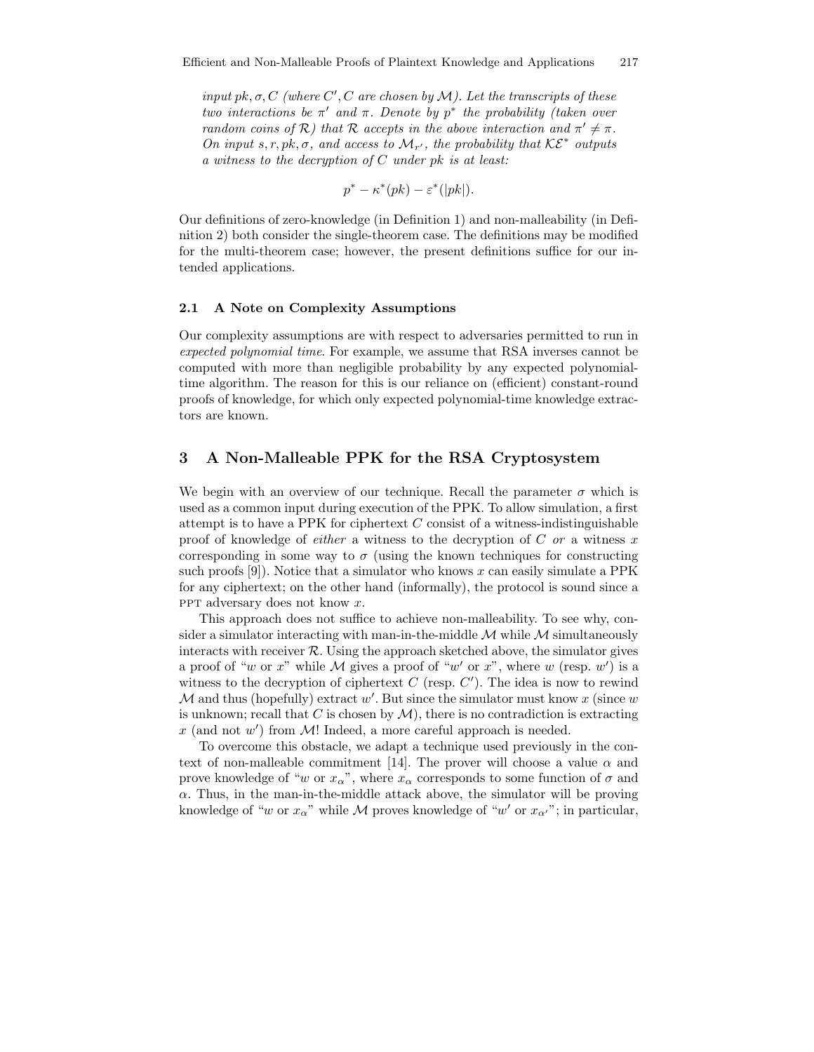*input $pk, \sigma, C$ (where $C', C$ are chosen by $\mathcal{M}$). Let the transcripts of these two interactions be $\pi'$ and $\pi$. Denote by $p^*$ the probability (taken over random coins of $\mathcal{R}$) that $\mathcal{R}$ accepts in the above interaction and $\pi' \neq \pi$. On input $s, r, pk, \sigma$, and access to $\mathcal{M}_{r'}$, the probability that $\mathcal{KE}^*$ outputs a witness to the decryption of $C$ under $pk$ is at least:*

$$p^* - \kappa^*(pk) - \varepsilon^*(|pk|).$$

Our definitions of zero-knowledge (in Definition 1) and non-malleability (in Definition 2) both consider the single-theorem case. The definitions may be modified for the multi-theorem case; however, the present definitions suffice for our intended applications.

### 2.1 A Note on Complexity Assumptions

Our complexity assumptions are with respect to adversaries permitted to run in *expected polynomial time*. For example, we assume that RSA inverses cannot be computed with more than negligible probability by any expected polynomial-time algorithm. The reason for this is our reliance on (efficient) constant-round proofs of knowledge, for which only expected polynomial-time knowledge extractors are known.

## 3 A Non-Malleable PPK for the RSA Cryptosystem

We begin with an overview of our technique. Recall the parameter $\sigma$ which is used as a common input during execution of the PPK. To allow simulation, a first attempt is to have a PPK for ciphertext $C$ consist of a witness-indistinguishable proof of knowledge of *either* a witness to the decryption of $C$ *or* a witness $x$ corresponding in some way to $\sigma$ (using the known techniques for constructing such proofs [9]). Notice that a simulator who knows $x$ can easily simulate a PPK for any ciphertext; on the other hand (informally), the protocol is sound since a PPT adversary does not know $x$.

This approach does not suffice to achieve non-malleability. To see why, consider a simulator interacting with man-in-the-middle $\mathcal{M}$ while $\mathcal{M}$ simultaneously interacts with receiver $\mathcal{R}$. Using the approach sketched above, the simulator gives a proof of "$w$ or $x$" while $\mathcal{M}$ gives a proof of "$w'$ or $x$", where $w$ (resp. $w'$) is a witness to the decryption of ciphertext $C$ (resp. $C'$). The idea is now to rewind $\mathcal{M}$ and thus (hopefully) extract $w'$. But since the simulator must know $x$ (since $w$ is unknown; recall that $C$ is chosen by $\mathcal{M}$), there is no contradiction is extracting $x$ (and not $w'$) from $\mathcal{M}$! Indeed, a more careful approach is needed.

To overcome this obstacle, we adapt a technique used previously in the context of non-malleable commitment [14]. The prover will choose a value $\alpha$ and prove knowledge of "$w$ or $x_\alpha$", where $x_\alpha$ corresponds to some function of $\sigma$ and $\alpha$. Thus, in the man-in-the-middle attack above, the simulator will be proving knowledge of "$w$ or $x_\alpha$" while $\mathcal{M}$ proves knowledge of "$w'$ or $x_{\alpha'}$"; in particular,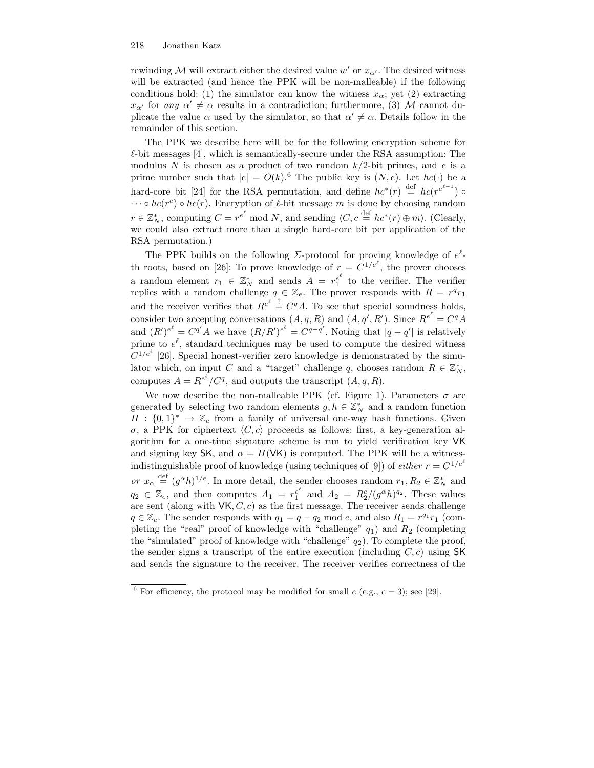rewinding $\mathcal{M}$ will extract either the desired value $w'$ or $x_{\alpha'}$. The desired witness will be extracted (and hence the PPK will be non-malleable) if the following conditions hold: (1) the simulator can know the witness $x_\alpha$; yet (2) extracting $x_{\alpha'}$ for *any* $\alpha' \neq \alpha$ results in a contradiction; furthermore, (3) $\mathcal{M}$ cannot duplicate the value $\alpha$ used by the simulator, so that $\alpha' \neq \alpha$. Details follow in the remainder of this section.

The PPK we describe here will be for the following encryption scheme for $\ell$-bit messages [4], which is semantically-secure under the RSA assumption: The modulus $N$ is chosen as a product of two random $k/2$-bit primes, and $e$ is a prime number such that $|e| = O(k)$.[6] The public key is $(N, e)$. Let $hc(\cdot)$ be a hard-core bit [24] for the RSA permutation, and define $hc^*(r) \stackrel{\text{def}}{=} hc(r^{e^{\ell-1}}) \circ \cdots \circ hc(r^e) \circ hc(r)$. Encryption of $\ell$-bit message $m$ is done by choosing random $r \in \mathbb{Z}_N^*$, computing $C = r^{e^\ell} \bmod N$, and sending $\langle C, c \stackrel{\text{def}}{=} hc^*(r) \oplus m \rangle$. (Clearly, we could also extract more than a single hard-core bit per application of the RSA permutation.)

The PPK builds on the following $\Sigma$-protocol for proving knowledge of $e^\ell$-th roots, based on [26]: To prove knowledge of $r = C^{1/e^\ell}$, the prover chooses a random element $r_1 \in \mathbb{Z}_N^*$ and sends $A = r_1^{e^\ell}$ to the verifier. The verifier replies with a random challenge $q \in \mathbb{Z}_e$. The prover responds with $R = r^q r_1$ and the receiver verifies that $R^{e^\ell} \stackrel{?}{=} C^q A$. To see that special soundness holds, consider two accepting conversations $(A, q, R)$ and $(A, q', R')$. Since $R^{e^\ell} = C^q A$ and $(R')^{e^\ell} = C^{q'} A$ we have $(R/R')^{e^\ell} = C^{q-q'}$. Noting that $|q - q'|$ is relatively prime to $e^\ell$, standard techniques may be used to compute the desired witness $C^{1/e^\ell}$ [26]. Special honest-verifier zero knowledge is demonstrated by the simulator which, on input $C$ and a "target" challenge $q$, chooses random $R \in \mathbb{Z}_N^*$, computes $A = R^{e^\ell}/C^q$, and outputs the transcript $(A, q, R)$.

We now describe the non-malleable PPK (cf. Figure 1). Parameters $\sigma$ are generated by selecting two random elements $g, h \in \mathbb{Z}_N^*$ and a random function $H : \{0,1\}^* \to \mathbb{Z}_e$ from a family of universal one-way hash functions. Given $\sigma$, a PPK for ciphertext $\langle C, c \rangle$ proceeds as follows: first, a key-generation algorithm for a one-time signature scheme is run to yield verification key $\mathsf{VK}$ and signing key $\mathsf{SK}$, and $\alpha = H(\mathsf{VK})$ is computed. The PPK will be a witness-indistinguishable proof of knowledge (using techniques of [9]) of *either* $r = C^{1/e^\ell}$ *or* $x_\alpha \stackrel{\text{def}}{=} (g^\alpha h)^{1/e}$. In more detail, the sender chooses random $r_1, R_2 \in \mathbb{Z}_N^*$ and $q_2 \in \mathbb{Z}_e$, and then computes $A_1 = r_1^{e^\ell}$ and $A_2 = R_2^e/(g^\alpha h)^{q_2}$. These values are sent (along with $\mathsf{VK}, C, c$) as the first message. The receiver sends challenge $q \in \mathbb{Z}_e$. The sender responds with $q_1 = q - q_2 \bmod e$, and also $R_1 = r^{q_1} r_1$ (completing the "real" proof of knowledge with "challenge" $q_1$) and $R_2$ (completing the "simulated" proof of knowledge with "challenge" $q_2$). To complete the proof, the sender signs a transcript of the entire execution (including $C, c$) using $\mathsf{SK}$ and sends the signature to the receiver. The receiver verifies correctness of the

---

[6] For efficiency, the protocol may be modified for small $e$ (e.g., $e = 3$); see [29].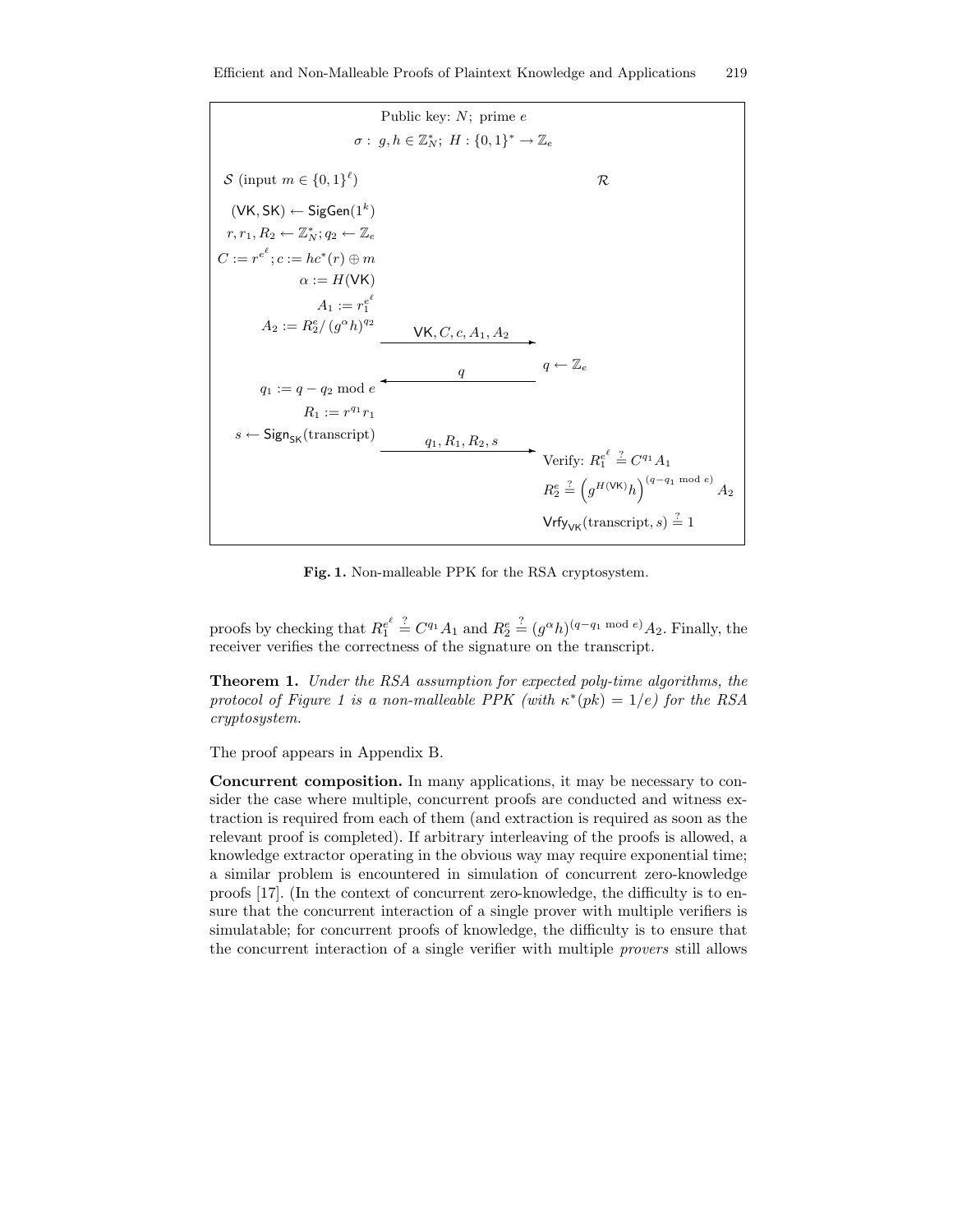Public key: $N$; prime $e$

$\sigma: \; g, h \in \mathbb{Z}_N^*; \; H : \{0,1\}^* \to \mathbb{Z}_e$

$\mathcal{S}$ (input $m \in \{0,1\}^\ell$) $\qquad\qquad\qquad\qquad\qquad\qquad$ $\mathcal{R}$

$$
\begin{array}{rcl}
(\mathsf{VK}, \mathsf{SK}) \leftarrow \mathsf{SigGen}(1^k) & & \\
r, r_1, R_2 \leftarrow \mathbb{Z}_N^*; q_2 \leftarrow \mathbb{Z}_e & & \\
C := r^{e^\ell}; c := hc^*(r) \oplus m & & \\
\alpha := H(\mathsf{VK}) & & \\
A_1 := r_1^{e^\ell} & & \\
A_2 := R_2^e / (g^\alpha h)^{q_2} & \xrightarrow{\quad \mathsf{VK}, C, c, A_1, A_2 \quad} & \\
& \xleftarrow{\quad q \quad} & q \leftarrow \mathbb{Z}_e \\
q_1 := q - q_2 \bmod e & & \\
R_1 := r^{q_1} r_1 & & \\
s \leftarrow \mathsf{Sign}_{\mathsf{SK}}(\text{transcript}) & \xrightarrow{\quad q_1, R_1, R_2, s \quad} & \\
& & \text{Verify: } R_1^{e^\ell} \stackrel{?}{=} C^{q_1} A_1 \\
& & R_2^e \stackrel{?}{=} \left(g^{H(\mathsf{VK})} h\right)^{(q - q_1 \bmod e)} A_2 \\
& & \mathsf{Vrfy}_{\mathsf{VK}}(\text{transcript}, s) \stackrel{?}{=} 1
\end{array}
$$

**Fig. 1.** Non-malleable PPK for the RSA cryptosystem.

proofs by checking that $R_1^{e^\ell} \stackrel{?}{=} C^{q_1} A_1$ and $R_2^e \stackrel{?}{=} (g^\alpha h)^{(q - q_1 \bmod e)} A_2$. Finally, the receiver verifies the correctness of the signature on the transcript.

**Theorem 1.** *Under the RSA assumption for expected poly-time algorithms, the protocol of Figure 1 is a non-malleable PPK (with $\kappa^*(pk) = 1/e$) for the RSA cryptosystem.*

The proof appears in Appendix B.

**Concurrent composition.** In many applications, it may be necessary to consider the case where multiple, concurrent proofs are conducted and witness extraction is required from each of them (and extraction is required as soon as the relevant proof is completed). If arbitrary interleaving of the proofs is allowed, a knowledge extractor operating in the obvious way may require exponential time; a similar problem is encountered in simulation of concurrent zero-knowledge proofs [17]. (In the context of concurrent zero-knowledge, the difficulty is to ensure that the concurrent interaction of a single prover with multiple verifiers is simulatable; for concurrent proofs of knowledge, the difficulty is to ensure that the concurrent interaction of a single verifier with multiple *provers* still allows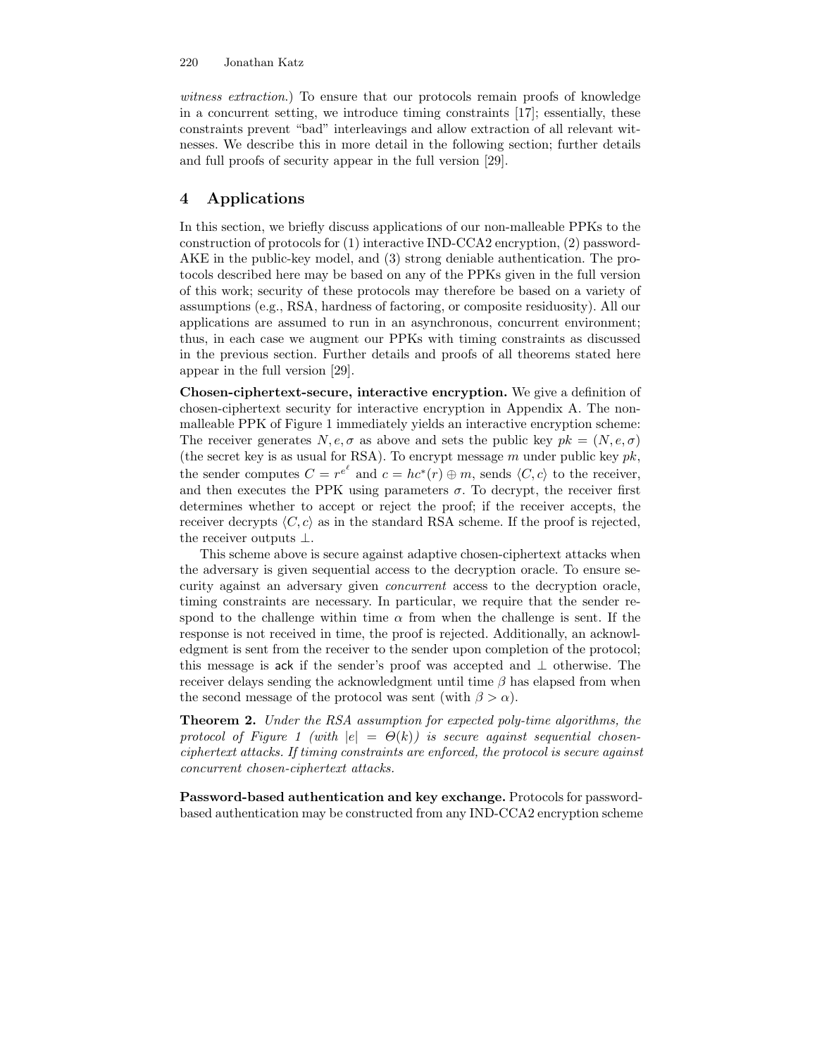*witness extraction*.) To ensure that our protocols remain proofs of knowledge in a concurrent setting, we introduce timing constraints [17]; essentially, these constraints prevent "bad" interleavings and allow extraction of all relevant witnesses. We describe this in more detail in the following section; further details and full proofs of security appear in the full version [29].

## 4 Applications

In this section, we briefly discuss applications of our non-malleable PPKs to the construction of protocols for (1) interactive IND-CCA2 encryption, (2) password-AKE in the public-key model, and (3) strong deniable authentication. The protocols described here may be based on any of the PPKs given in the full version of this work; security of these protocols may therefore be based on a variety of assumptions (e.g., RSA, hardness of factoring, or composite residuosity). All our applications are assumed to run in an asynchronous, concurrent environment; thus, in each case we augment our PPKs with timing constraints as discussed in the previous section. Further details and proofs of all theorems stated here appear in the full version [29].

**Chosen-ciphertext-secure, interactive encryption.** We give a definition of chosen-ciphertext security for interactive encryption in Appendix A. The non-malleable PPK of Figure 1 immediately yields an interactive encryption scheme: The receiver generates $N, e, \sigma$ as above and sets the public key $pk = (N, e, \sigma)$ (the secret key is as usual for RSA). To encrypt message $m$ under public key $pk$, the sender computes $C = r^{e^\ell}$ and $c = hc^*(r) \oplus m$, sends $\langle C, c \rangle$ to the receiver, and then executes the PPK using parameters $\sigma$. To decrypt, the receiver first determines whether to accept or reject the proof; if the receiver accepts, the receiver decrypts $\langle C, c \rangle$ as in the standard RSA scheme. If the proof is rejected, the receiver outputs $\perp$.

This scheme above is secure against adaptive chosen-ciphertext attacks when the adversary is given sequential access to the decryption oracle. To ensure security against an adversary given *concurrent* access to the decryption oracle, timing constraints are necessary. In particular, we require that the sender respond to the challenge within time $\alpha$ from when the challenge is sent. If the response is not received in time, the proof is rejected. Additionally, an acknowledgment is sent from the receiver to the sender upon completion of the protocol; this message is ack if the sender's proof was accepted and $\perp$ otherwise. The receiver delays sending the acknowledgment until time $\beta$ has elapsed from when the second message of the protocol was sent (with $\beta > \alpha$).

**Theorem 2.** *Under the RSA assumption for expected poly-time algorithms, the protocol of Figure 1 (with $|e| = \Theta(k)$) is secure against sequential chosen-ciphertext attacks. If timing constraints are enforced, the protocol is secure against concurrent chosen-ciphertext attacks.*

**Password-based authentication and key exchange.** Protocols for password-based authentication may be constructed from any IND-CCA2 encryption scheme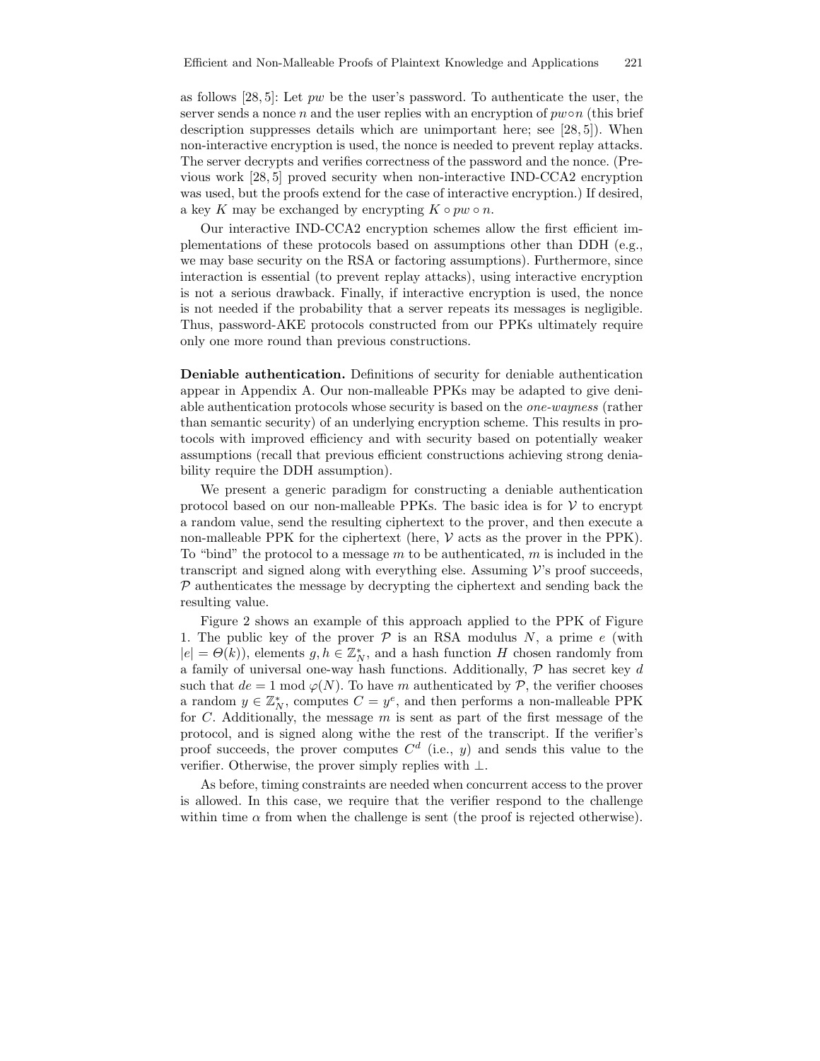as follows [28, 5]: Let $pw$ be the user's password. To authenticate the user, the server sends a nonce $n$ and the user replies with an encryption of $pw \circ n$ (this brief description suppresses details which are unimportant here; see [28, 5]). When non-interactive encryption is used, the nonce is needed to prevent replay attacks. The server decrypts and verifies correctness of the password and the nonce. (Previous work [28, 5] proved security when non-interactive IND-CCA2 encryption was used, but the proofs extend for the case of interactive encryption.) If desired, a key $K$ may be exchanged by encrypting $K \circ pw \circ n$.

Our interactive IND-CCA2 encryption schemes allow the first efficient implementations of these protocols based on assumptions other than DDH (e.g., we may base security on the RSA or factoring assumptions). Furthermore, since interaction is essential (to prevent replay attacks), using interactive encryption is not a serious drawback. Finally, if interactive encryption is used, the nonce is not needed if the probability that a server repeats its messages is negligible. Thus, password-AKE protocols constructed from our PPKs ultimately require only one more round than previous constructions.

**Deniable authentication.** Definitions of security for deniable authentication appear in Appendix A. Our non-malleable PPKs may be adapted to give deniable authentication protocols whose security is based on the *one-wayness* (rather than semantic security) of an underlying encryption scheme. This results in protocols with improved efficiency and with security based on potentially weaker assumptions (recall that previous efficient constructions achieving strong deniability require the DDH assumption).

We present a generic paradigm for constructing a deniable authentication protocol based on our non-malleable PPKs. The basic idea is for $\mathcal{V}$ to encrypt a random value, send the resulting ciphertext to the prover, and then execute a non-malleable PPK for the ciphertext (here, $\mathcal{V}$ acts as the prover in the PPK). To "bind" the protocol to a message $m$ to be authenticated, $m$ is included in the transcript and signed along with everything else. Assuming $\mathcal{V}$'s proof succeeds, $\mathcal{P}$ authenticates the message by decrypting the ciphertext and sending back the resulting value.

Figure 2 shows an example of this approach applied to the PPK of Figure 1. The public key of the prover $\mathcal{P}$ is an RSA modulus $N$, a prime $e$ (with $|e| = \Theta(k)$), elements $g, h \in \mathbb{Z}_N^*$, and a hash function $H$ chosen randomly from a family of universal one-way hash functions. Additionally, $\mathcal{P}$ has secret key $d$ such that $de = 1 \bmod \varphi(N)$. To have $m$ authenticated by $\mathcal{P}$, the verifier chooses a random $y \in \mathbb{Z}_N^*$, computes $C = y^e$, and then performs a non-malleable PPK for $C$. Additionally, the message $m$ is sent as part of the first message of the protocol, and is signed along withe the rest of the transcript. If the verifier's proof succeeds, the prover computes $C^d$ (i.e., $y$) and sends this value to the verifier. Otherwise, the prover simply replies with $\perp$.

As before, timing constraints are needed when concurrent access to the prover is allowed. In this case, we require that the verifier respond to the challenge within time $\alpha$ from when the challenge is sent (the proof is rejected otherwise).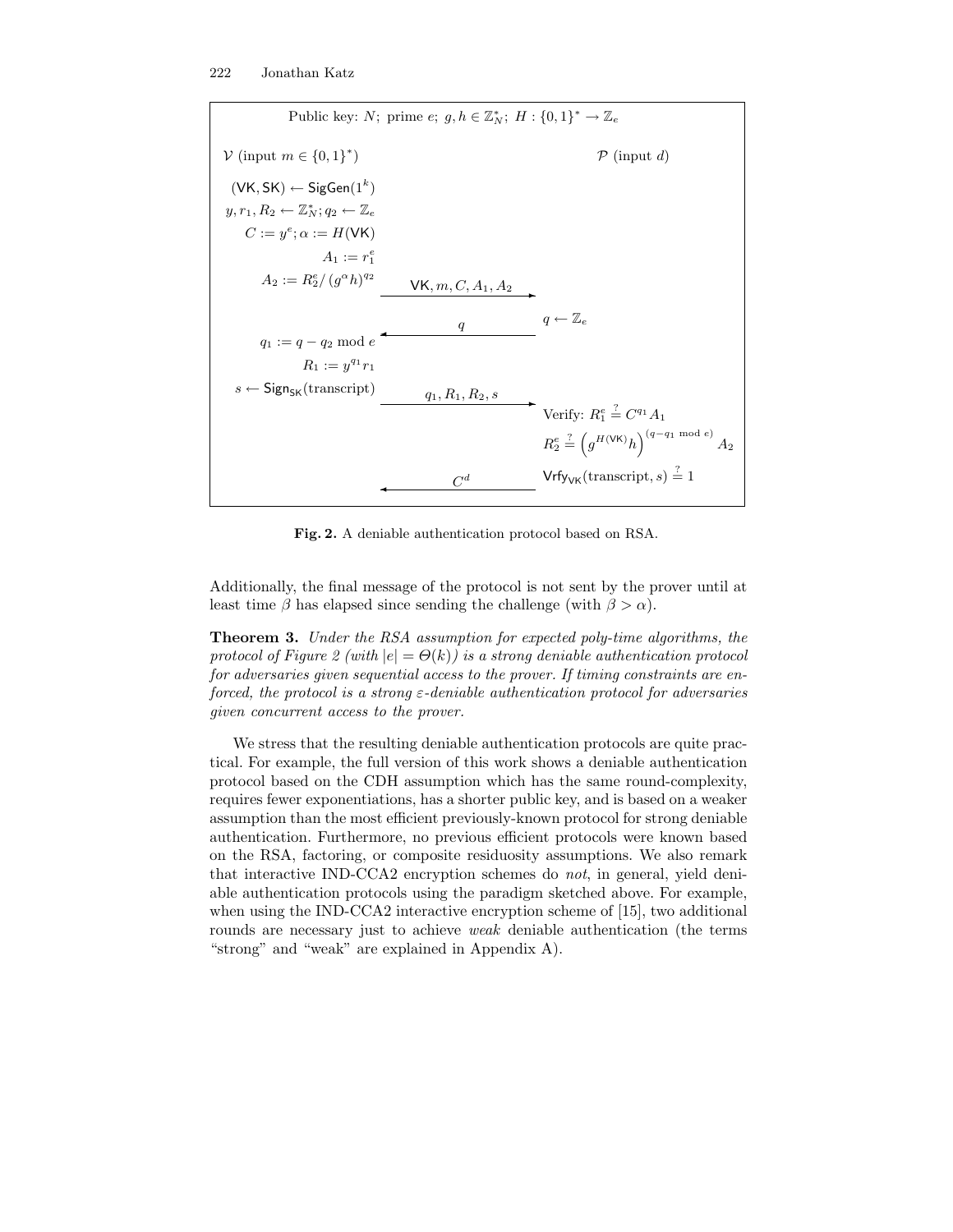Public key: $N$; prime $e$; $g, h \in \mathbb{Z}_N^*$; $H : \{0,1\}^* \to \mathbb{Z}_e$

| $\mathcal{V}$ (input $m \in \{0,1\}^*$) | | $\mathcal{P}$ (input $d$) |
|---|---|---|
| $(\mathsf{VK}, \mathsf{SK}) \leftarrow \mathsf{SigGen}(1^k)$ | | |
| $y, r_1, R_2 \leftarrow \mathbb{Z}_N^*; q_2 \leftarrow \mathbb{Z}_e$ | | |
| $C := y^e; \alpha := H(\mathsf{VK})$ | | |
| $A_1 := r_1^e$ | | |
| $A_2 := R_2^e / (g^\alpha h)^{q_2}$ | $\xrightarrow{\mathsf{VK}, m, C, A_1, A_2}$ | |
| | $\xleftarrow{q}$ | $q \leftarrow \mathbb{Z}_e$ |
| $q_1 := q - q_2 \bmod e$ | | |
| $R_1 := y^{q_1} r_1$ | | |
| $s \leftarrow \mathsf{Sign}_{\mathsf{SK}}(\text{transcript})$ | $\xrightarrow{q_1, R_1, R_2, s}$ | Verify: $R_1^e \stackrel{?}{=} C^{q_1} A_1$ |
| | | $R_2^e \stackrel{?}{=} \left(g^{H(\mathsf{VK})} h\right)^{(q - q_1 \bmod e)} A_2$ |
| | $\xleftarrow{C^d}$ | $\mathsf{Vrfy}_{\mathsf{VK}}(\text{transcript}, s) \stackrel{?}{=} 1$ |

**Fig. 2.** A deniable authentication protocol based on RSA.

Additionally, the final message of the protocol is not sent by the prover until at least time $\beta$ has elapsed since sending the challenge (with $\beta > \alpha$).

**Theorem 3.** *Under the RSA assumption for expected poly-time algorithms, the protocol of Figure 2 (with $|e| = \Theta(k)$) is a strong deniable authentication protocol for adversaries given sequential access to the prover. If timing constraints are enforced, the protocol is a strong $\varepsilon$-deniable authentication protocol for adversaries given concurrent access to the prover.*

We stress that the resulting deniable authentication protocols are quite practical. For example, the full version of this work shows a deniable authentication protocol based on the CDH assumption which has the same round-complexity, requires fewer exponentiations, has a shorter public key, and is based on a weaker assumption than the most efficient previously-known protocol for strong deniable authentication. Furthermore, no previous efficient protocols were known based on the RSA, factoring, or composite residuosity assumptions. We also remark that interactive IND-CCA2 encryption schemes do *not*, in general, yield deniable authentication protocols using the paradigm sketched above. For example, when using the IND-CCA2 interactive encryption scheme of [15], two additional rounds are necessary just to achieve *weak* deniable authentication (the terms "strong" and "weak" are explained in Appendix A).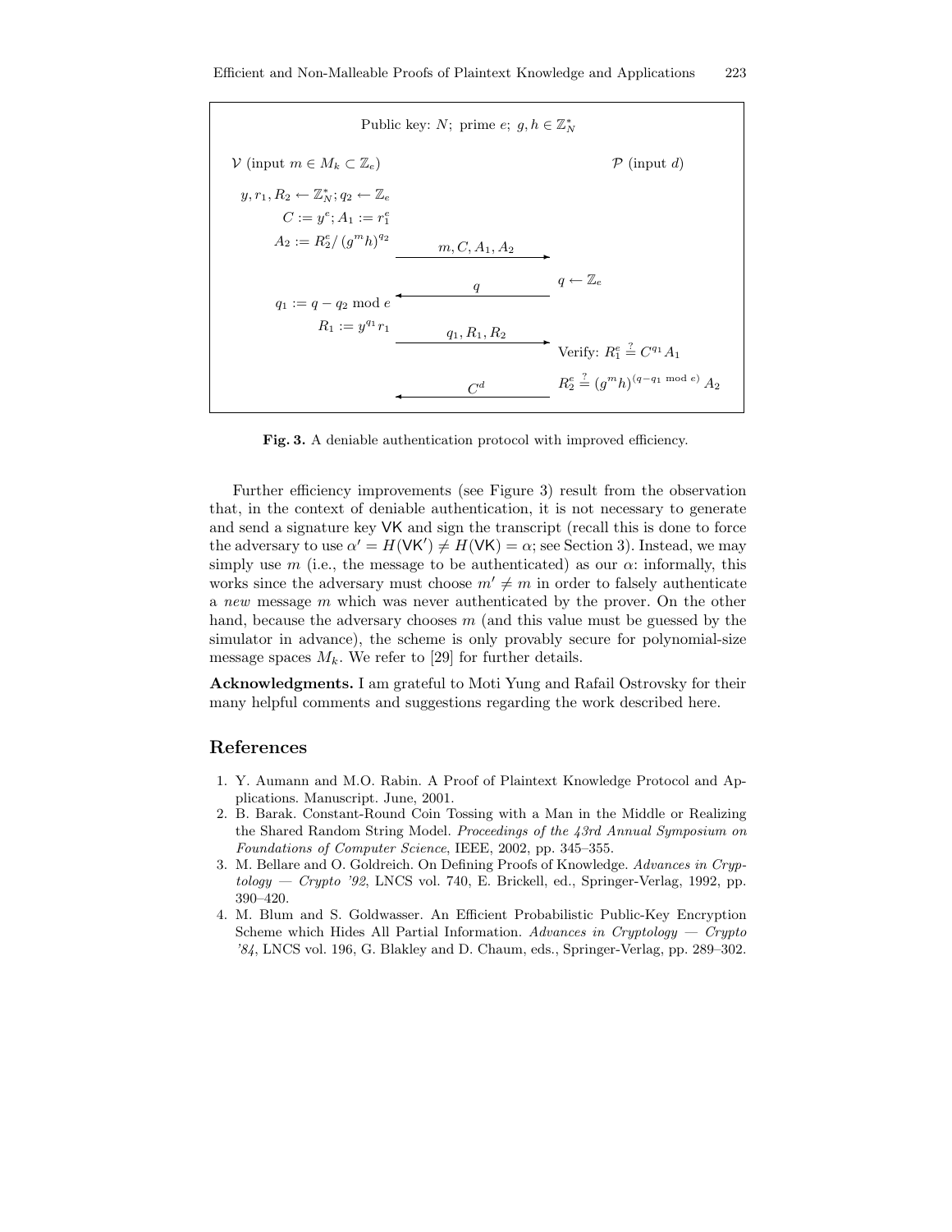Public key: $N$; prime $e$; $g, h \in \mathbb{Z}_N^*$

| $\mathcal{V}$ (input $m \in M_k \subset \mathbb{Z}_e$) | | $\mathcal{P}$ (input $d$) |
|---|---|---|
| $y, r_1, R_2 \leftarrow \mathbb{Z}_N^*; q_2 \leftarrow \mathbb{Z}_e$ | | |
| $C := y^e; A_1 := r_1^e$ | | |
| $A_2 := R_2^e / (g^m h)^{q_2}$ | $m, C, A_1, A_2$ $\longrightarrow$ | |
| | $\longleftarrow$ $q$ | $q \leftarrow \mathbb{Z}_e$ |
| $q_1 := q - q_2 \bmod e$ | | |
| $R_1 := y^{q_1} r_1$ | $q_1, R_1, R_2$ $\longrightarrow$ | |
| | | Verify: $R_1^e \stackrel{?}{=} C^{q_1} A_1$ |
| | $\longleftarrow$ $C^d$ | $R_2^e \stackrel{?}{=} (g^m h)^{(q - q_1 \bmod e)} A_2$ |

**Fig. 3.** A deniable authentication protocol with improved efficiency.

Further efficiency improvements (see Figure 3) result from the observation that, in the context of deniable authentication, it is not necessary to generate and send a signature key VK and sign the transcript (recall this is done to force the adversary to use $\alpha' = H(\mathsf{VK}') \neq H(\mathsf{VK}) = \alpha$; see Section 3). Instead, we may simply use $m$ (i.e., the message to be authenticated) as our $\alpha$: informally, this works since the adversary must choose $m' \neq m$ in order to falsely authenticate a *new* message $m$ which was never authenticated by the prover. On the other hand, because the adversary chooses $m$ (and this value must be guessed by the simulator in advance), the scheme is only provably secure for polynomial-size message spaces $M_k$. We refer to [29] for further details.

**Acknowledgments.** I am grateful to Moti Yung and Rafail Ostrovsky for their many helpful comments and suggestions regarding the work described here.

## References

1. Y. Aumann and M.O. Rabin. A Proof of Plaintext Knowledge Protocol and Applications. Manuscript. June, 2001.
2. B. Barak. Constant-Round Coin Tossing with a Man in the Middle or Realizing the Shared Random String Model. *Proceedings of the 43rd Annual Symposium on Foundations of Computer Science*, IEEE, 2002, pp. 345–355.
3. M. Bellare and O. Goldreich. On Defining Proofs of Knowledge. *Advances in Cryptology — Crypto '92*, LNCS vol. 740, E. Brickell, ed., Springer-Verlag, 1992, pp. 390–420.
4. M. Blum and S. Goldwasser. An Efficient Probabilistic Public-Key Encryption Scheme which Hides All Partial Information. *Advances in Cryptology — Crypto '84*, LNCS vol. 196, G. Blakley and D. Chaum, eds., Springer-Verlag, pp. 289–302.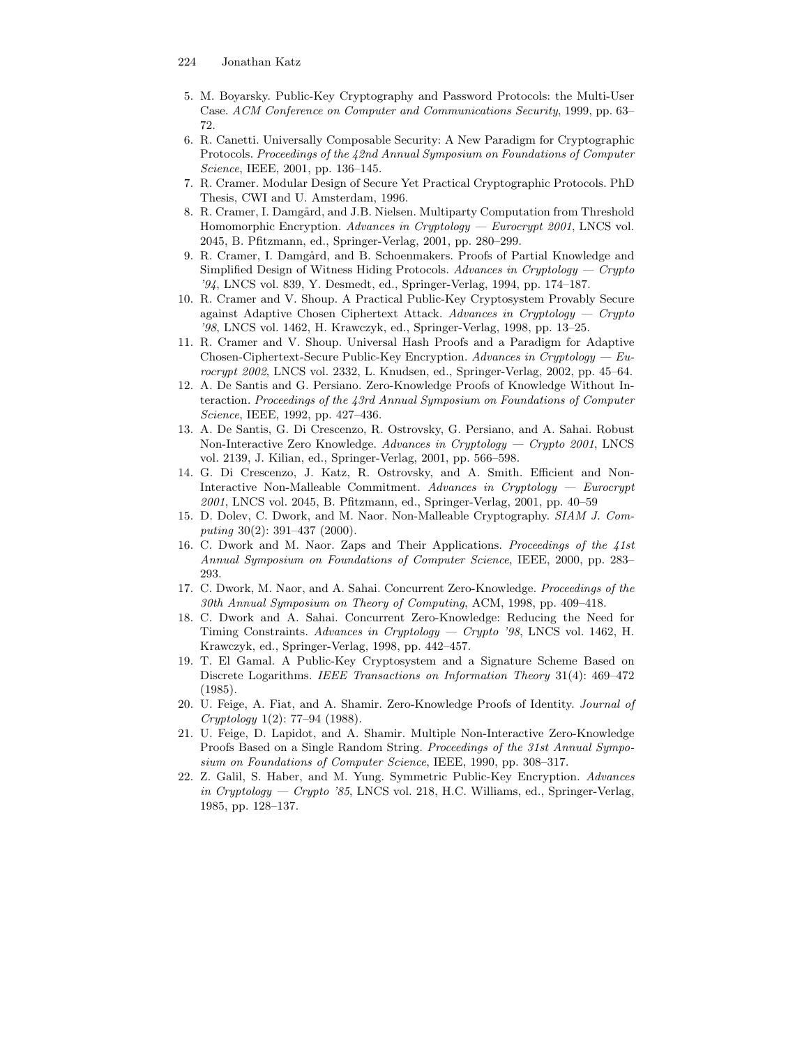5. M. Boyarsky. Public-Key Cryptography and Password Protocols: the Multi-User Case. *ACM Conference on Computer and Communications Security*, 1999, pp. 63–72.
6. R. Canetti. Universally Composable Security: A New Paradigm for Cryptographic Protocols. *Proceedings of the 42nd Annual Symposium on Foundations of Computer Science*, IEEE, 2001, pp. 136–145.
7. R. Cramer. Modular Design of Secure Yet Practical Cryptographic Protocols. PhD Thesis, CWI and U. Amsterdam, 1996.
8. R. Cramer, I. Damgård, and J.B. Nielsen. Multiparty Computation from Threshold Homomorphic Encryption. *Advances in Cryptology — Eurocrypt 2001*, LNCS vol. 2045, B. Pfitzmann, ed., Springer-Verlag, 2001, pp. 280–299.
9. R. Cramer, I. Damgård, and B. Schoenmakers. Proofs of Partial Knowledge and Simplified Design of Witness Hiding Protocols. *Advances in Cryptology — Crypto '94*, LNCS vol. 839, Y. Desmedt, ed., Springer-Verlag, 1994, pp. 174–187.
10. R. Cramer and V. Shoup. A Practical Public-Key Cryptosystem Provably Secure against Adaptive Chosen Ciphertext Attack. *Advances in Cryptology — Crypto '98*, LNCS vol. 1462, H. Krawczyk, ed., Springer-Verlag, 1998, pp. 13–25.
11. R. Cramer and V. Shoup. Universal Hash Proofs and a Paradigm for Adaptive Chosen-Ciphertext-Secure Public-Key Encryption. *Advances in Cryptology — Eurocrypt 2002*, LNCS vol. 2332, L. Knudsen, ed., Springer-Verlag, 2002, pp. 45–64.
12. A. De Santis and G. Persiano. Zero-Knowledge Proofs of Knowledge Without Interaction. *Proceedings of the 43rd Annual Symposium on Foundations of Computer Science*, IEEE, 1992, pp. 427–436.
13. A. De Santis, G. Di Crescenzo, R. Ostrovsky, G. Persiano, and A. Sahai. Robust Non-Interactive Zero Knowledge. *Advances in Cryptology — Crypto 2001*, LNCS vol. 2139, J. Kilian, ed., Springer-Verlag, 2001, pp. 566–598.
14. G. Di Crescenzo, J. Katz, R. Ostrovsky, and A. Smith. Efficient and Non-Interactive Non-Malleable Commitment. *Advances in Cryptology — Eurocrypt 2001*, LNCS vol. 2045, B. Pfitzmann, ed., Springer-Verlag, 2001, pp. 40–59
15. D. Dolev, C. Dwork, and M. Naor. Non-Malleable Cryptography. *SIAM J. Computing* 30(2): 391–437 (2000).
16. C. Dwork and M. Naor. Zaps and Their Applications. *Proceedings of the 41st Annual Symposium on Foundations of Computer Science*, IEEE, 2000, pp. 283–293.
17. C. Dwork, M. Naor, and A. Sahai. Concurrent Zero-Knowledge. *Proceedings of the 30th Annual Symposium on Theory of Computing*, ACM, 1998, pp. 409–418.
18. C. Dwork and A. Sahai. Concurrent Zero-Knowledge: Reducing the Need for Timing Constraints. *Advances in Cryptology — Crypto '98*, LNCS vol. 1462, H. Krawczyk, ed., Springer-Verlag, 1998, pp. 442–457.
19. T. El Gamal. A Public-Key Cryptosystem and a Signature Scheme Based on Discrete Logarithms. *IEEE Transactions on Information Theory* 31(4): 469–472 (1985).
20. U. Feige, A. Fiat, and A. Shamir. Zero-Knowledge Proofs of Identity. *Journal of Cryptology* 1(2): 77–94 (1988).
21. U. Feige, D. Lapidot, and A. Shamir. Multiple Non-Interactive Zero-Knowledge Proofs Based on a Single Random String. *Proceedings of the 31st Annual Symposium on Foundations of Computer Science*, IEEE, 1990, pp. 308–317.
22. Z. Galil, S. Haber, and M. Yung. Symmetric Public-Key Encryption. *Advances in Cryptology — Crypto '85*, LNCS vol. 218, H.C. Williams, ed., Springer-Verlag, 1985, pp. 128–137.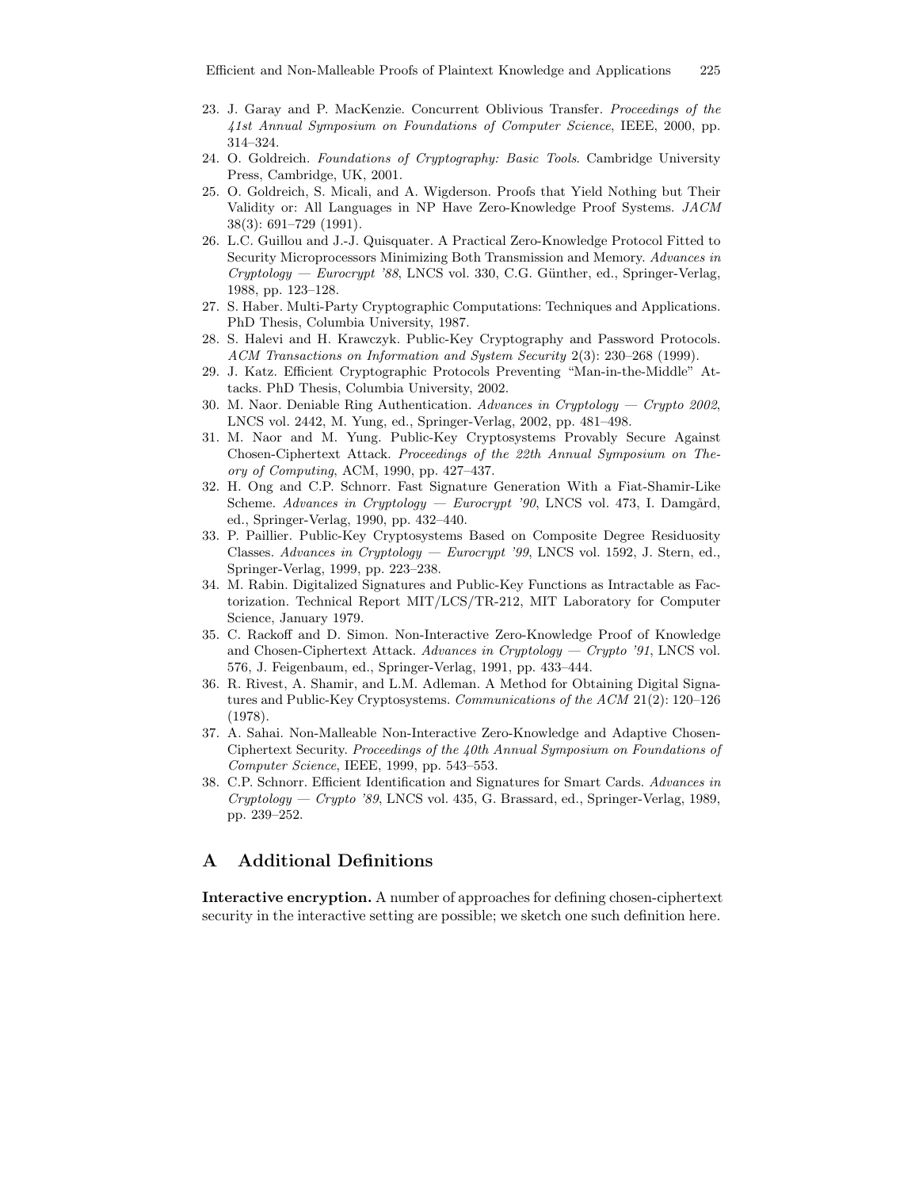23. J. Garay and P. MacKenzie. Concurrent Oblivious Transfer. *Proceedings of the 41st Annual Symposium on Foundations of Computer Science*, IEEE, 2000, pp. 314–324.
24. O. Goldreich. *Foundations of Cryptography: Basic Tools*. Cambridge University Press, Cambridge, UK, 2001.
25. O. Goldreich, S. Micali, and A. Wigderson. Proofs that Yield Nothing but Their Validity or: All Languages in NP Have Zero-Knowledge Proof Systems. *JACM* 38(3): 691–729 (1991).
26. L.C. Guillou and J.-J. Quisquater. A Practical Zero-Knowledge Protocol Fitted to Security Microprocessors Minimizing Both Transmission and Memory. *Advances in Cryptology — Eurocrypt '88*, LNCS vol. 330, C.G. Günther, ed., Springer-Verlag, 1988, pp. 123–128.
27. S. Haber. Multi-Party Cryptographic Computations: Techniques and Applications. PhD Thesis, Columbia University, 1987.
28. S. Halevi and H. Krawczyk. Public-Key Cryptography and Password Protocols. *ACM Transactions on Information and System Security* 2(3): 230–268 (1999).
29. J. Katz. Efficient Cryptographic Protocols Preventing "Man-in-the-Middle" Attacks. PhD Thesis, Columbia University, 2002.
30. M. Naor. Deniable Ring Authentication. *Advances in Cryptology — Crypto 2002*, LNCS vol. 2442, M. Yung, ed., Springer-Verlag, 2002, pp. 481–498.
31. M. Naor and M. Yung. Public-Key Cryptosystems Provably Secure Against Chosen-Ciphertext Attack. *Proceedings of the 22th Annual Symposium on Theory of Computing*, ACM, 1990, pp. 427–437.
32. H. Ong and C.P. Schnorr. Fast Signature Generation With a Fiat-Shamir-Like Scheme. *Advances in Cryptology — Eurocrypt '90*, LNCS vol. 473, I. Damgård, ed., Springer-Verlag, 1990, pp. 432–440.
33. P. Paillier. Public-Key Cryptosystems Based on Composite Degree Residuosity Classes. *Advances in Cryptology — Eurocrypt '99*, LNCS vol. 1592, J. Stern, ed., Springer-Verlag, 1999, pp. 223–238.
34. M. Rabin. Digitalized Signatures and Public-Key Functions as Intractable as Factorization. Technical Report MIT/LCS/TR-212, MIT Laboratory for Computer Science, January 1979.
35. C. Rackoff and D. Simon. Non-Interactive Zero-Knowledge Proof of Knowledge and Chosen-Ciphertext Attack. *Advances in Cryptology — Crypto '91*, LNCS vol. 576, J. Feigenbaum, ed., Springer-Verlag, 1991, pp. 433–444.
36. R. Rivest, A. Shamir, and L.M. Adleman. A Method for Obtaining Digital Signatures and Public-Key Cryptosystems. *Communications of the ACM* 21(2): 120–126 (1978).
37. A. Sahai. Non-Malleable Non-Interactive Zero-Knowledge and Adaptive Chosen-Ciphertext Security. *Proceedings of the 40th Annual Symposium on Foundations of Computer Science*, IEEE, 1999, pp. 543–553.
38. C.P. Schnorr. Efficient Identification and Signatures for Smart Cards. *Advances in Cryptology — Crypto '89*, LNCS vol. 435, G. Brassard, ed., Springer-Verlag, 1989, pp. 239–252.

# A Additional Definitions

**Interactive encryption.** A number of approaches for defining chosen-ciphertext security in the interactive setting are possible; we sketch one such definition here.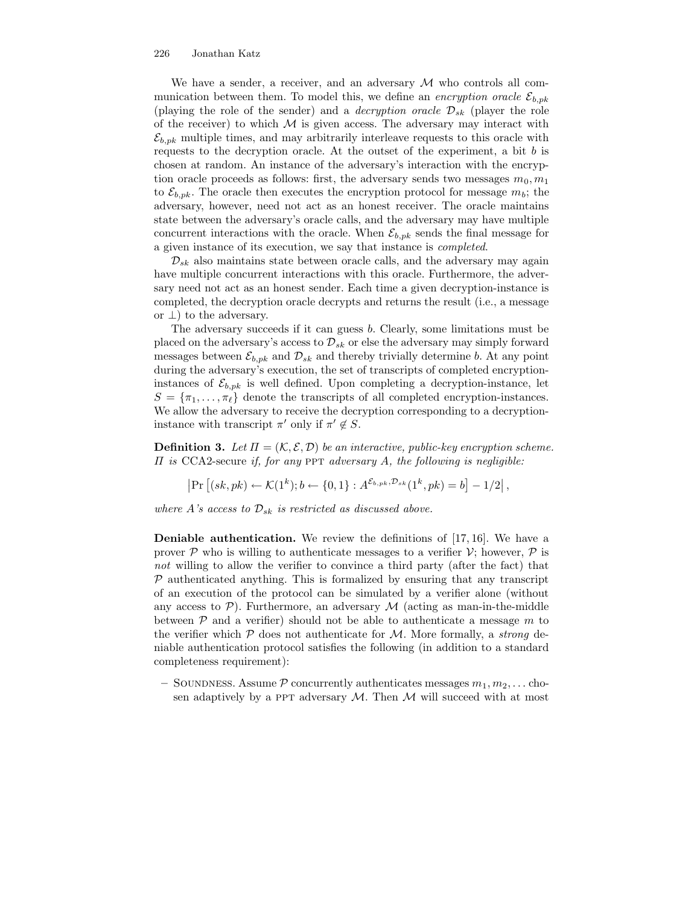We have a sender, a receiver, and an adversary $\mathcal{M}$ who controls all communication between them. To model this, we define an *encryption oracle* $\mathcal{E}_{b,pk}$ (playing the role of the sender) and a *decryption oracle* $\mathcal{D}_{sk}$ (player the role of the receiver) to which $\mathcal{M}$ is given access. The adversary may interact with $\mathcal{E}_{b,pk}$ multiple times, and may arbitrarily interleave requests to this oracle with requests to the decryption oracle. At the outset of the experiment, a bit $b$ is chosen at random. An instance of the adversary's interaction with the encryption oracle proceeds as follows: first, the adversary sends two messages $m_0, m_1$ to $\mathcal{E}_{b,pk}$. The oracle then executes the encryption protocol for message $m_b$; the adversary, however, need not act as an honest receiver. The oracle maintains state between the adversary's oracle calls, and the adversary may have multiple concurrent interactions with the oracle. When $\mathcal{E}_{b,pk}$ sends the final message for a given instance of its execution, we say that instance is *completed*.

$\mathcal{D}_{sk}$ also maintains state between oracle calls, and the adversary may again have multiple concurrent interactions with this oracle. Furthermore, the adversary need not act as an honest sender. Each time a given decryption-instance is completed, the decryption oracle decrypts and returns the result (i.e., a message or $\perp$) to the adversary.

The adversary succeeds if it can guess $b$. Clearly, some limitations must be placed on the adversary's access to $\mathcal{D}_{sk}$ or else the adversary may simply forward messages between $\mathcal{E}_{b,pk}$ and $\mathcal{D}_{sk}$ and thereby trivially determine $b$. At any point during the adversary's execution, the set of transcripts of completed encryption-instances of $\mathcal{E}_{b,pk}$ is well defined. Upon completing a decryption-instance, let $S = \{\pi_1, \ldots, \pi_\ell\}$ denote the transcripts of all completed encryption-instances. We allow the adversary to receive the decryption corresponding to a decryption-instance with transcript $\pi'$ only if $\pi' \notin S$.

**Definition 3.** *Let $\Pi = (\mathcal{K}, \mathcal{E}, \mathcal{D})$ be an interactive, public-key encryption scheme. $\Pi$ is* CCA2-secure *if, for any* PPT *adversary $A$, the following is negligible:*

$$\left|\Pr\left[(sk, pk) \leftarrow \mathcal{K}(1^k); b \leftarrow \{0,1\} : A^{\mathcal{E}_{b,pk}, \mathcal{D}_{sk}}(1^k, pk) = b\right] - 1/2\right|,$$

*where $A$'s access to $\mathcal{D}_{sk}$ is restricted as discussed above.*

**Deniable authentication.** We review the definitions of [17, 16]. We have a prover $\mathcal{P}$ who is willing to authenticate messages to a verifier $\mathcal{V}$; however, $\mathcal{P}$ is *not* willing to allow the verifier to convince a third party (after the fact) that $\mathcal{P}$ authenticated anything. This is formalized by ensuring that any transcript of an execution of the protocol can be simulated by a verifier alone (without any access to $\mathcal{P}$). Furthermore, an adversary $\mathcal{M}$ (acting as man-in-the-middle between $\mathcal{P}$ and a verifier) should not be able to authenticate a message $m$ to the verifier which $\mathcal{P}$ does not authenticate for $\mathcal{M}$. More formally, a *strong* deniable authentication protocol satisfies the following (in addition to a standard completeness requirement):

– Soundness. Assume $\mathcal{P}$ concurrently authenticates messages $m_1, m_2, \ldots$ chosen adaptively by a PPT adversary $\mathcal{M}$. Then $\mathcal{M}$ will succeed with at most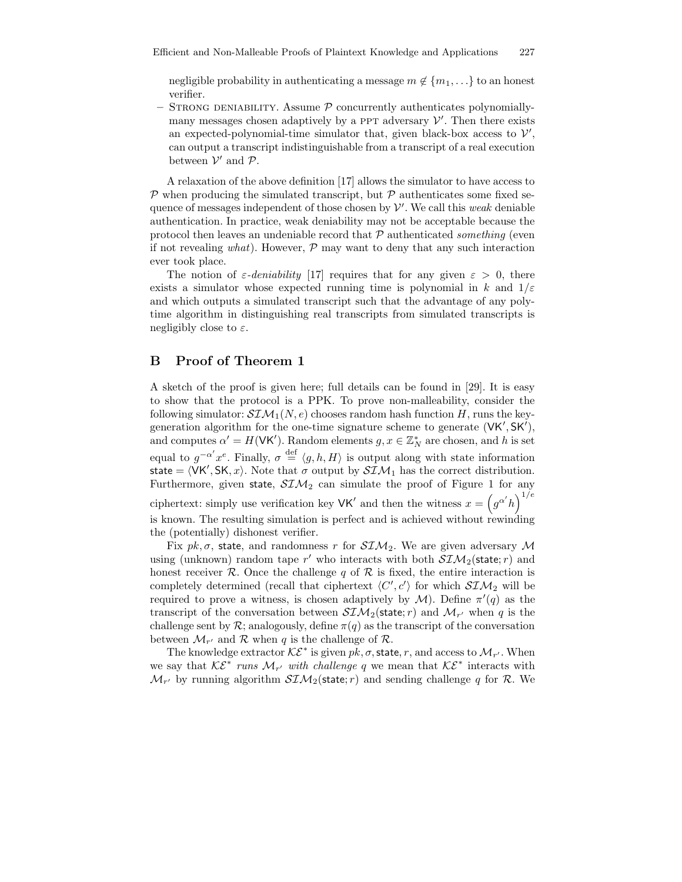negligible probability in authenticating a message $m \notin \{m_1, \ldots\}$ to an honest verifier.

– STRONG DENIABILITY. Assume $\mathcal{P}$ concurrently authenticates polynomially-many messages chosen adaptively by a PPT adversary $\mathcal{V}'$. Then there exists an expected-polynomial-time simulator that, given black-box access to $\mathcal{V}'$, can output a transcript indistinguishable from a transcript of a real execution between $\mathcal{V}'$ and $\mathcal{P}$.

A relaxation of the above definition [17] allows the simulator to have access to $\mathcal{P}$ when producing the simulated transcript, but $\mathcal{P}$ authenticates some fixed sequence of messages independent of those chosen by $\mathcal{V}'$. We call this *weak* deniable authentication. In practice, weak deniability may not be acceptable because the protocol then leaves an undeniable record that $\mathcal{P}$ authenticated *something* (even if not revealing *what*). However, $\mathcal{P}$ may want to deny that any such interaction ever took place.

The notion of $\varepsilon$*-deniability* [17] requires that for any given $\varepsilon > 0$, there exists a simulator whose expected running time is polynomial in $k$ and $1/\varepsilon$ and which outputs a simulated transcript such that the advantage of any poly-time algorithm in distinguishing real transcripts from simulated transcripts is negligibly close to $\varepsilon$.

## B Proof of Theorem 1

A sketch of the proof is given here; full details can be found in [29]. It is easy to show that the protocol is a PPK. To prove non-malleability, consider the following simulator: $\mathcal{SIM}_1(N, e)$ chooses random hash function $H$, runs the key-generation algorithm for the one-time signature scheme to generate $(\mathsf{VK}', \mathsf{SK}')$, and computes $\alpha' = H(\mathsf{VK}')$. Random elements $g, x \in \mathbb{Z}_N^*$ are chosen, and $h$ is set equal to $g^{-\alpha'} x^e$. Finally, $\sigma \stackrel{\text{def}}{=} \langle g, h, H \rangle$ is output along with state information $\mathsf{state} = \langle \mathsf{VK}', \mathsf{SK}, x \rangle$. Note that $\sigma$ output by $\mathcal{SIM}_1$ has the correct distribution. Furthermore, given $\mathsf{state}$, $\mathcal{SIM}_2$ can simulate the proof of Figure 1 for any ciphertext: simply use verification key $\mathsf{VK}'$ and then the witness $x = \left(g^{\alpha'} h\right)^{1/e}$ is known. The resulting simulation is perfect and is achieved without rewinding the (potentially) dishonest verifier.

Fix $pk, \sigma$, $\mathsf{state}$, and randomness $r$ for $\mathcal{SIM}_2$. We are given adversary $\mathcal{M}$ using (unknown) random tape $r'$ who interacts with both $\mathcal{SIM}_2(\mathsf{state}; r)$ and honest receiver $\mathcal{R}$. Once the challenge $q$ of $\mathcal{R}$ is fixed, the entire interaction is completely determined (recall that ciphertext $\langle C', c' \rangle$ for which $\mathcal{SIM}_2$ will be required to prove a witness, is chosen adaptively by $\mathcal{M}$). Define $\pi'(q)$ as the transcript of the conversation between $\mathcal{SIM}_2(\mathsf{state}; r)$ and $\mathcal{M}_{r'}$ when $q$ is the challenge sent by $\mathcal{R}$; analogously, define $\pi(q)$ as the transcript of the conversation between $\mathcal{M}_{r'}$ and $\mathcal{R}$ when $q$ is the challenge of $\mathcal{R}$.

The knowledge extractor $\mathcal{KE}^*$ is given $pk, \sigma, \mathsf{state}, r$, and access to $\mathcal{M}_{r'}$. When we say that $\mathcal{KE}^*$ *runs* $\mathcal{M}_{r'}$ *with challenge* $q$ we mean that $\mathcal{KE}^*$ interacts with $\mathcal{M}_{r'}$ by running algorithm $\mathcal{SIM}_2(\mathsf{state}; r)$ and sending challenge $q$ for $\mathcal{R}$. We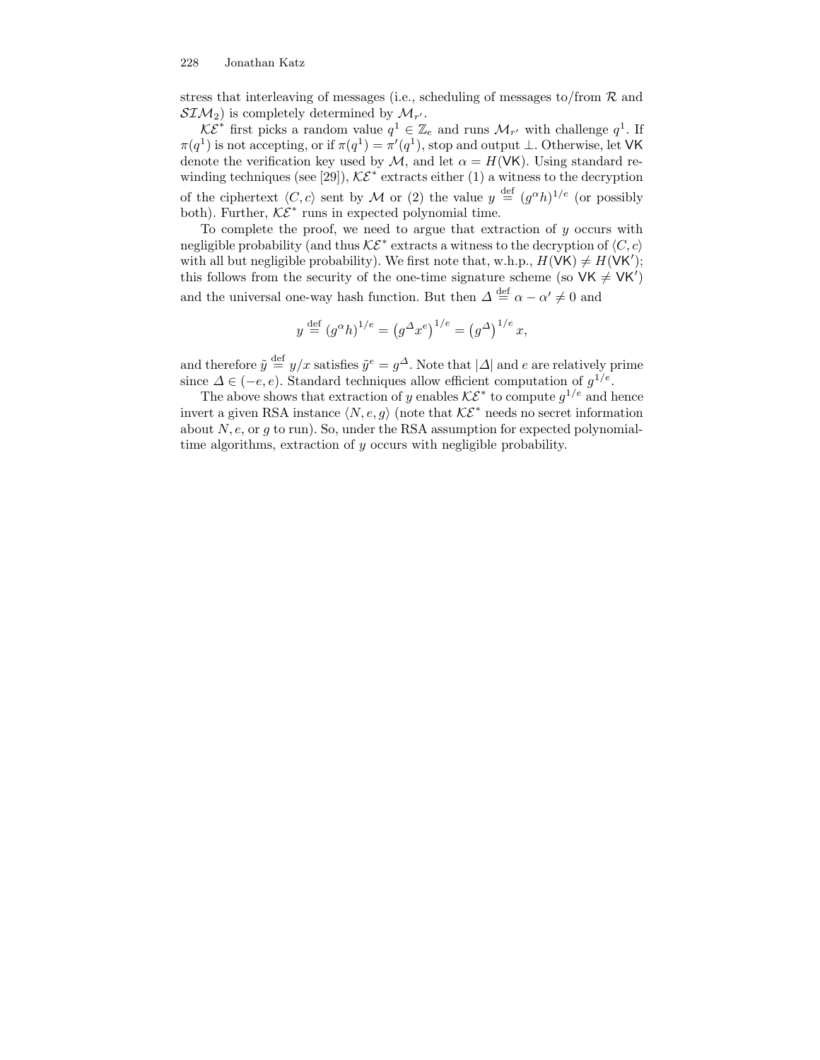stress that interleaving of messages (i.e., scheduling of messages to/from $\mathcal{R}$ and $\mathcal{SIM}_2$) is completely determined by $\mathcal{M}_{r'}$.

$\mathcal{KE}^*$ first picks a random value $q^1 \in \mathbb{Z}_e$ and runs $\mathcal{M}_{r'}$ with challenge $q^1$. If $\pi(q^1)$ is not accepting, or if $\pi(q^1) = \pi'(q^1)$, stop and output $\perp$. Otherwise, let $\mathsf{VK}$ denote the verification key used by $\mathcal{M}$, and let $\alpha = H(\mathsf{VK})$. Using standard rewinding techniques (see [29]), $\mathcal{KE}^*$ extracts either (1) a witness to the decryption of the ciphertext $\langle C, c \rangle$ sent by $\mathcal{M}$ or (2) the value $y \stackrel{\text{def}}{=} (g^\alpha h)^{1/e}$ (or possibly both). Further, $\mathcal{KE}^*$ runs in expected polynomial time.

To complete the proof, we need to argue that extraction of $y$ occurs with negligible probability (and thus $\mathcal{KE}^*$ extracts a witness to the decryption of $\langle C, c \rangle$ with all but negligible probability). We first note that, w.h.p., $H(\mathsf{VK}) \neq H(\mathsf{VK}')$; this follows from the security of the one-time signature scheme (so $\mathsf{VK} \neq \mathsf{VK}'$) and the universal one-way hash function. But then $\Delta \stackrel{\text{def}}{=} \alpha - \alpha' \neq 0$ and

$$y \stackrel{\text{def}}{=} (g^\alpha h)^{1/e} = \left(g^\Delta x^e\right)^{1/e} = \left(g^\Delta\right)^{1/e} x,$$

and therefore $\tilde{y} \stackrel{\text{def}}{=} y/x$ satisfies $\tilde{y}^e = g^\Delta$. Note that $|\Delta|$ and $e$ are relatively prime since $\Delta \in (-e, e)$. Standard techniques allow efficient computation of $g^{1/e}$.

The above shows that extraction of $y$ enables $\mathcal{KE}^*$ to compute $g^{1/e}$ and hence invert a given RSA instance $\langle N, e, g \rangle$ (note that $\mathcal{KE}^*$ needs no secret information about $N, e$, or $g$ to run). So, under the RSA assumption for expected polynomial-time algorithms, extraction of $y$ occurs with negligible probability.